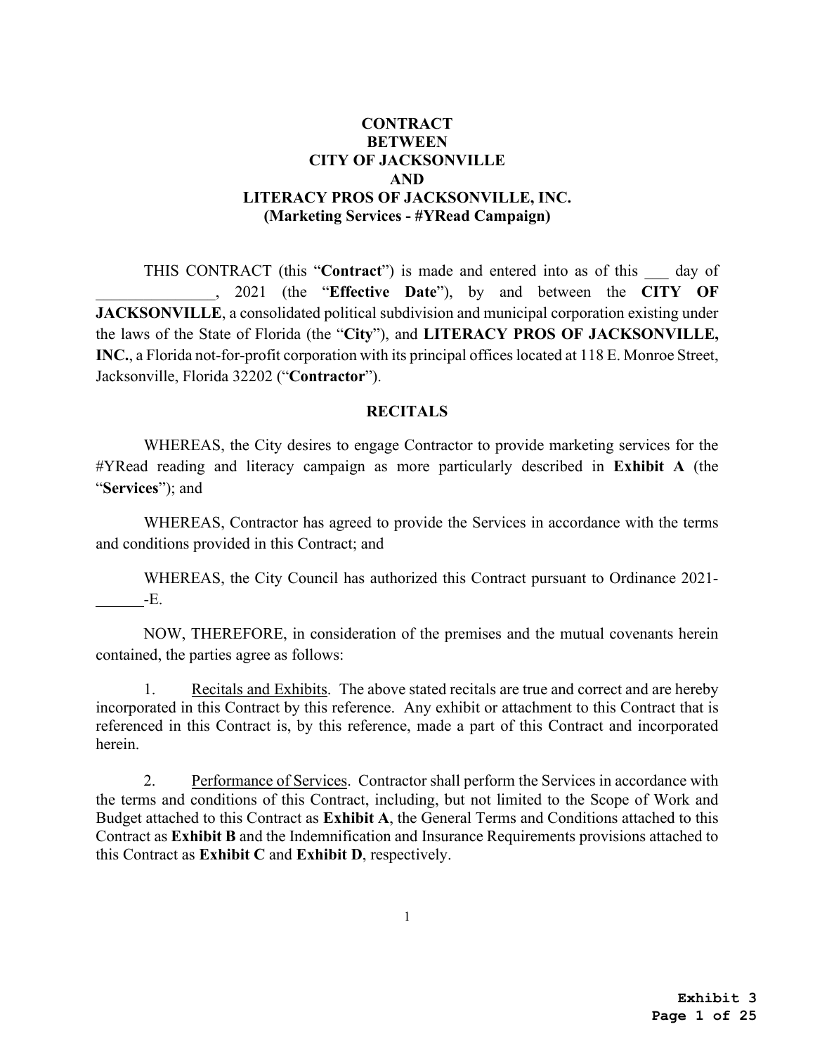**CONTRACT**
**BETWEEN**
**CITY OF JACKSONVILLE**
**AND**
**LITERACY PROS OF JACKSONVILLE, INC.**
**(Marketing Services - #YRead Campaign)**

THIS CONTRACT (this "**Contract**") is made and entered into as of this ___ day of _______________, 2021 (the "**Effective Date**"), by and between the **CITY OF JACKSONVILLE**, a consolidated political subdivision and municipal corporation existing under the laws of the State of Florida (the "**City**"), and **LITERACY PROS OF JACKSONVILLE, INC.**, a Florida not-for-profit corporation with its principal offices located at 118 E. Monroe Street, Jacksonville, Florida 32202 ("**Contractor**").

**RECITALS**

WHEREAS, the City desires to engage Contractor to provide marketing services for the #YRead reading and literacy campaign as more particularly described in **Exhibit A** (the "**Services**"); and

WHEREAS, Contractor has agreed to provide the Services in accordance with the terms and conditions provided in this Contract; and

WHEREAS, the City Council has authorized this Contract pursuant to Ordinance 2021-______-E.

NOW, THEREFORE, in consideration of the premises and the mutual covenants herein contained, the parties agree as follows:

1. Recitals and Exhibits. The above stated recitals are true and correct and are hereby incorporated in this Contract by this reference. Any exhibit or attachment to this Contract that is referenced in this Contract is, by this reference, made a part of this Contract and incorporated herein.

2. Performance of Services. Contractor shall perform the Services in accordance with the terms and conditions of this Contract, including, but not limited to the Scope of Work and Budget attached to this Contract as **Exhibit A**, the General Terms and Conditions attached to this Contract as **Exhibit B** and the Indemnification and Insurance Requirements provisions attached to this Contract as **Exhibit C** and **Exhibit D**, respectively.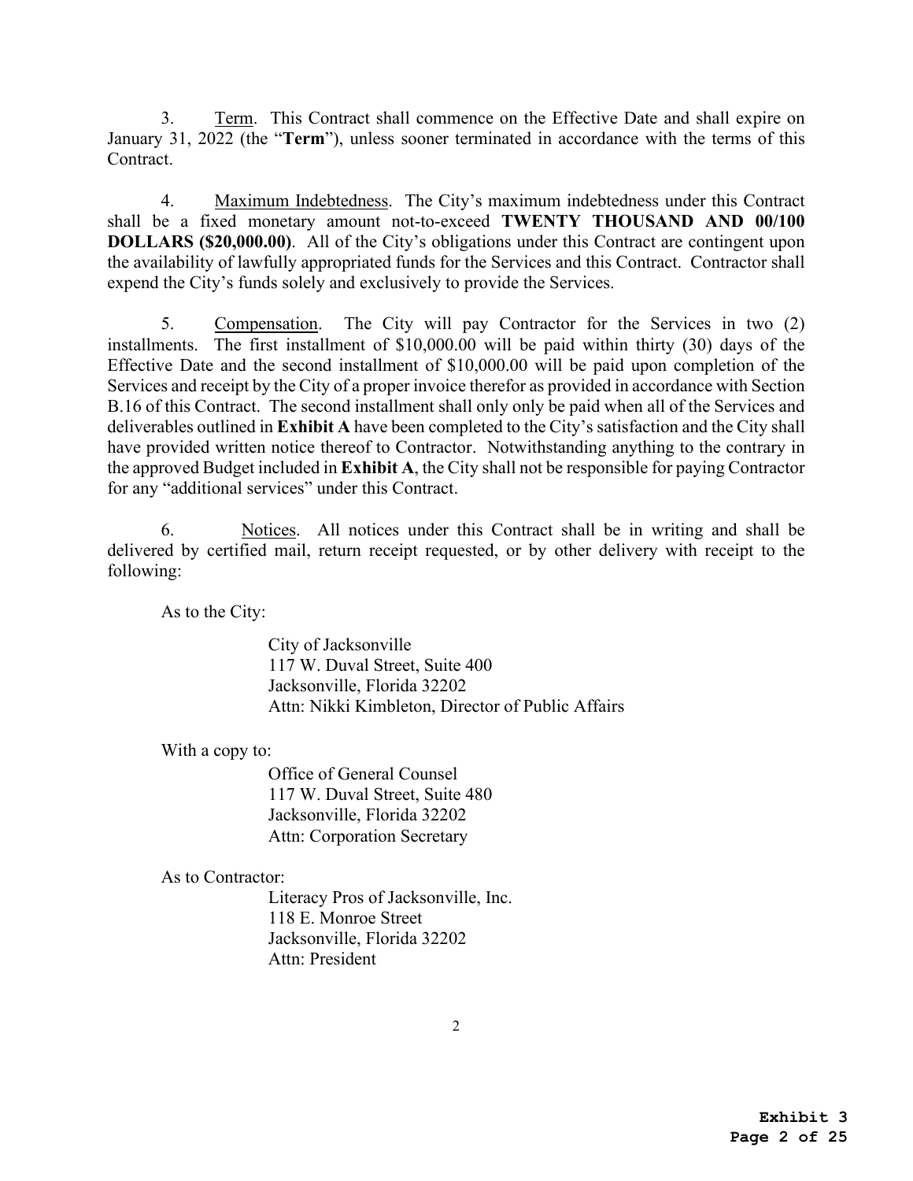3. Term. This Contract shall commence on the Effective Date and shall expire on January 31, 2022 (the "**Term**"), unless sooner terminated in accordance with the terms of this Contract.

4. Maximum Indebtedness. The City's maximum indebtedness under this Contract shall be a fixed monetary amount not-to-exceed **TWENTY THOUSAND AND 00/100 DOLLARS ($20,000.00)**. All of the City's obligations under this Contract are contingent upon the availability of lawfully appropriated funds for the Services and this Contract. Contractor shall expend the City's funds solely and exclusively to provide the Services.

5. Compensation. The City will pay Contractor for the Services in two (2) installments. The first installment of $10,000.00 will be paid within thirty (30) days of the Effective Date and the second installment of $10,000.00 will be paid upon completion of the Services and receipt by the City of a proper invoice therefor as provided in accordance with Section B.16 of this Contract. The second installment shall only only be paid when all of the Services and deliverables outlined in **Exhibit A** have been completed to the City's satisfaction and the City shall have provided written notice thereof to Contractor. Notwithstanding anything to the contrary in the approved Budget included in **Exhibit A**, the City shall not be responsible for paying Contractor for any "additional services" under this Contract.

6. Notices. All notices under this Contract shall be in writing and shall be delivered by certified mail, return receipt requested, or by other delivery with receipt to the following:

As to the City:

City of Jacksonville
117 W. Duval Street, Suite 400
Jacksonville, Florida 32202
Attn: Nikki Kimbleton, Director of Public Affairs

With a copy to:

Office of General Counsel
117 W. Duval Street, Suite 480
Jacksonville, Florida 32202
Attn: Corporation Secretary

As to Contractor:

Literacy Pros of Jacksonville, Inc.
118 E. Monroe Street
Jacksonville, Florida 32202
Attn: President

**Exhibit 3**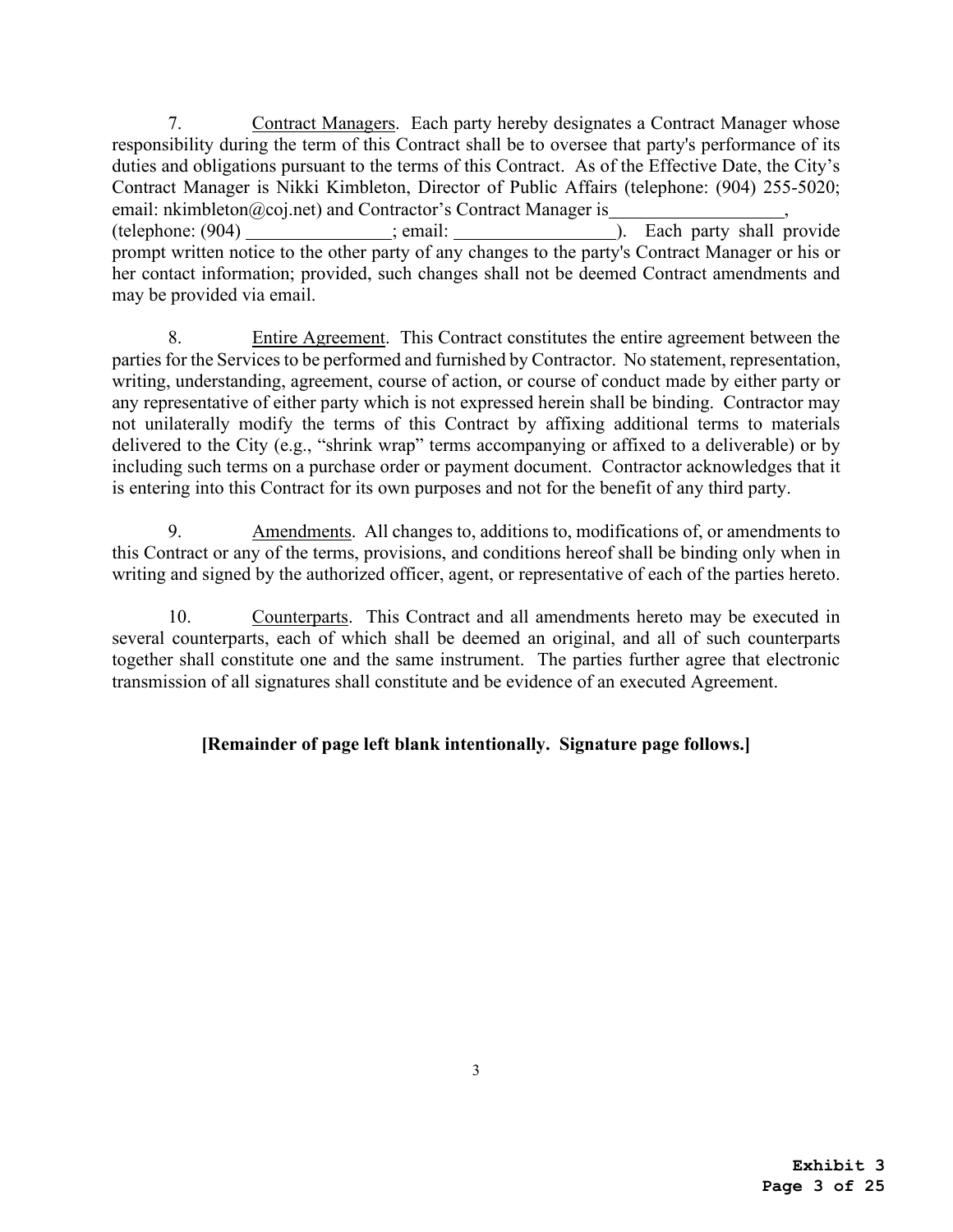7. <u>Contract Managers</u>. Each party hereby designates a Contract Manager whose responsibility during the term of this Contract shall be to oversee that party's performance of its duties and obligations pursuant to the terms of this Contract. As of the Effective Date, the City's Contract Manager is Nikki Kimbleton, Director of Public Affairs (telephone: (904) 255-5020; email: nkimbleton@coj.net) and Contractor's Contract Manager is\_\_\_\_\_\_\_\_\_\_\_\_\_\_\_\_\_\_\_, (telephone: (904) \_\_\_\_\_\_\_\_\_\_\_\_\_\_\_\_; email: \_\_\_\_\_\_\_\_\_\_\_\_\_\_\_\_\_\_). Each party shall provide prompt written notice to the other party of any changes to the party's Contract Manager or his or her contact information; provided, such changes shall not be deemed Contract amendments and may be provided via email.

8. <u>Entire Agreement</u>. This Contract constitutes the entire agreement between the parties for the Services to be performed and furnished by Contractor. No statement, representation, writing, understanding, agreement, course of action, or course of conduct made by either party or any representative of either party which is not expressed herein shall be binding. Contractor may not unilaterally modify the terms of this Contract by affixing additional terms to materials delivered to the City (e.g., "shrink wrap" terms accompanying or affixed to a deliverable) or by including such terms on a purchase order or payment document. Contractor acknowledges that it is entering into this Contract for its own purposes and not for the benefit of any third party.

9. <u>Amendments</u>. All changes to, additions to, modifications of, or amendments to this Contract or any of the terms, provisions, and conditions hereof shall be binding only when in writing and signed by the authorized officer, agent, or representative of each of the parties hereto.

10. <u>Counterparts</u>. This Contract and all amendments hereto may be executed in several counterparts, each of which shall be deemed an original, and all of such counterparts together shall constitute one and the same instrument. The parties further agree that electronic transmission of all signatures shall constitute and be evidence of an executed Agreement.

**[Remainder of page left blank intentionally. Signature page follows.]**

**Exhibit 3**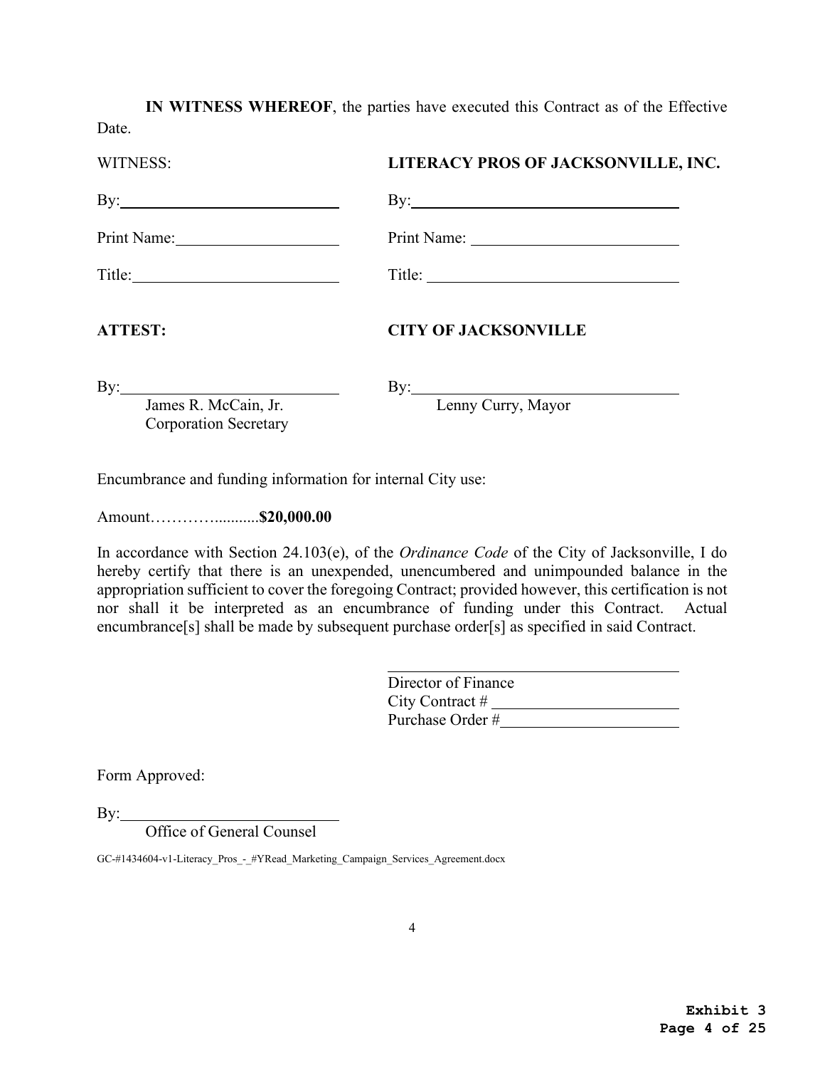**IN WITNESS WHEREOF**, the parties have executed this Contract as of the Effective Date.

| WITNESS: | **LITERACY PROS OF JACKSONVILLE, INC.** |
|---|---|
| By:\_\_\_\_\_\_\_\_\_\_\_\_\_\_\_\_\_\_\_\_ | By:\_\_\_\_\_\_\_\_\_\_\_\_\_\_\_\_\_\_\_\_ |
| Print Name:\_\_\_\_\_\_\_\_\_\_\_\_\_\_\_\_ | Print Name:\_\_\_\_\_\_\_\_\_\_\_\_\_\_\_\_ |
| Title:\_\_\_\_\_\_\_\_\_\_\_\_\_\_\_\_\_\_\_\_ | Title:\_\_\_\_\_\_\_\_\_\_\_\_\_\_\_\_\_\_\_\_ |

| **ATTEST:** | **CITY OF JACKSONVILLE** |
|---|---|
| By:\_\_\_\_\_\_\_\_\_\_\_\_\_\_\_\_\_\_\_\_ | By:\_\_\_\_\_\_\_\_\_\_\_\_\_\_\_\_\_\_\_\_ |
| James R. McCain, Jr.<br>Corporation Secretary | Lenny Curry, Mayor |

Encumbrance and funding information for internal City use:

Amount………….........**$20,000.00**

In accordance with Section 24.103(e), of the *Ordinance Code* of the City of Jacksonville, I do hereby certify that there is an unexpended, unencumbered and unimpounded balance in the appropriation sufficient to cover the foregoing Contract; provided however, this certification is not nor shall it be interpreted as an encumbrance of funding under this Contract. Actual encumbrance[s] shall be made by subsequent purchase order[s] as specified in said Contract.

\_\_\_\_\_\_\_\_\_\_\_\_\_\_\_\_\_\_\_\_\_\_\_\_\_\_\_\_
Director of Finance
City Contract # \_\_\_\_\_\_\_\_\_\_\_\_\_\_\_\_
Purchase Order #\_\_\_\_\_\_\_\_\_\_\_\_\_\_\_\_

Form Approved:

By:\_\_\_\_\_\_\_\_\_\_\_\_\_\_\_\_\_\_\_\_
Office of General Counsel

GC-#1434604-v1-Literacy_Pros_-_#YRead_Marketing_Campaign_Services_Agreement.docx

**Exhibit 3**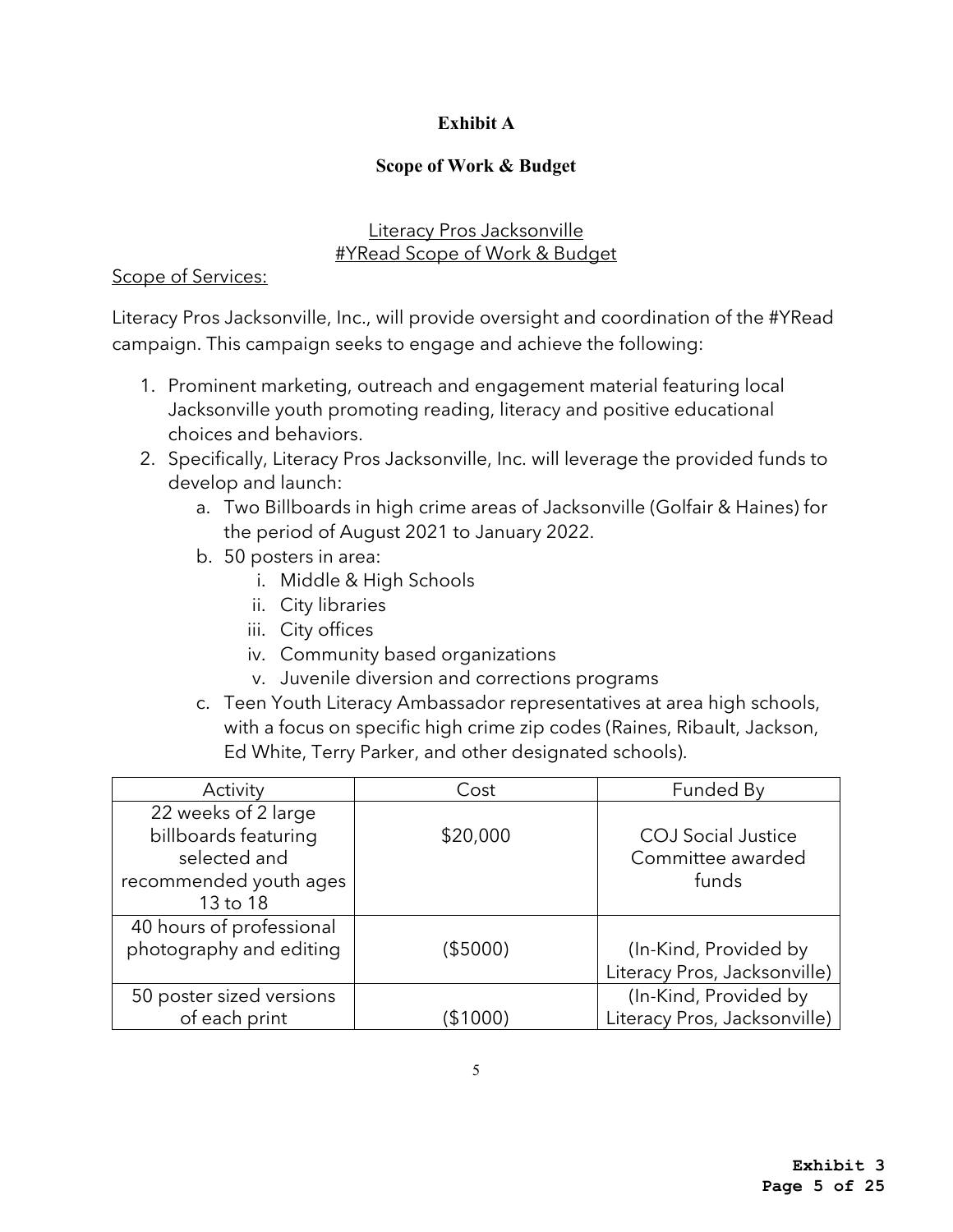# Exhibit A

## Scope of Work & Budget

Literacy Pros Jacksonville
#YRead Scope of Work & Budget

Scope of Services:

Literacy Pros Jacksonville, Inc., will provide oversight and coordination of the #YRead campaign. This campaign seeks to engage and achieve the following:

1. Prominent marketing, outreach and engagement material featuring local Jacksonville youth promoting reading, literacy and positive educational choices and behaviors.
2. Specifically, Literacy Pros Jacksonville, Inc. will leverage the provided funds to develop and launch:
   a. Two Billboards in high crime areas of Jacksonville (Golfair & Haines) for the period of August 2021 to January 2022.
   b. 50 posters in area:
      i. Middle & High Schools
      ii. City libraries
      iii. City offices
      iv. Community based organizations
      v. Juvenile diversion and corrections programs
   c. Teen Youth Literacy Ambassador representatives at area high schools, with a focus on specific high crime zip codes (Raines, Ribault, Jackson, Ed White, Terry Parker, and other designated schools).

| Activity | Cost | Funded By |
|---|---|---|
| 22 weeks of 2 large billboards featuring selected and recommended youth ages 13 to 18 | $20,000 | COJ Social Justice Committee awarded funds |
| 40 hours of professional photography and editing | ($5000) | (In-Kind, Provided by Literacy Pros, Jacksonville) |
| 50 poster sized versions of each print | ($1000) | (In-Kind, Provided by Literacy Pros, Jacksonville) |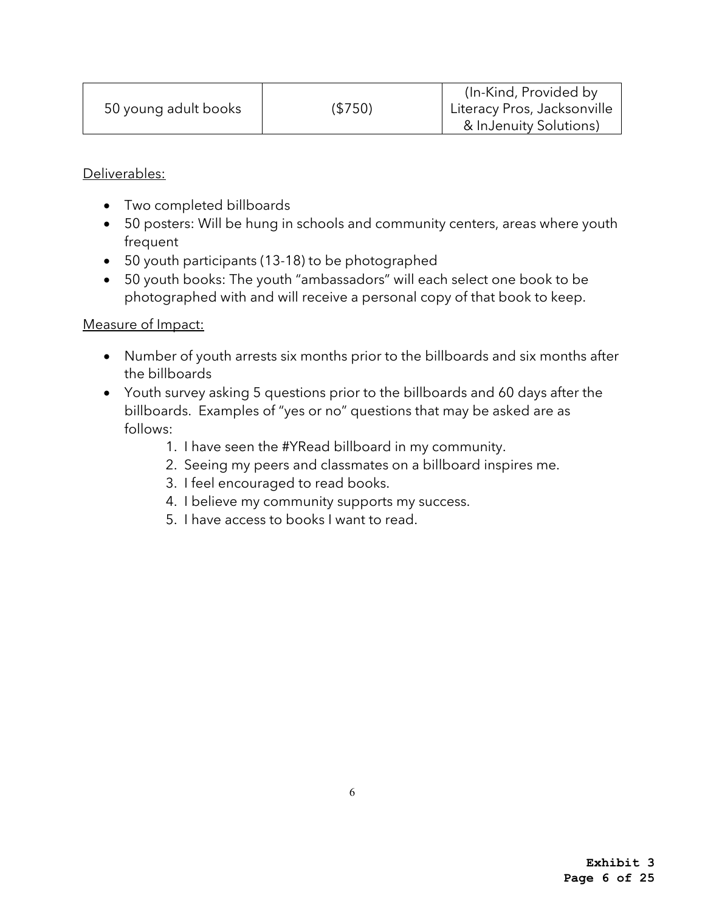| 50 young adult books | ($750) | (In-Kind, Provided by Literacy Pros, Jacksonville & InJenuity Solutions) |
|---|---|---|

<u>Deliverables:</u>

- Two completed billboards
- 50 posters: Will be hung in schools and community centers, areas where youth frequent
- 50 youth participants (13-18) to be photographed
- 50 youth books: The youth "ambassadors" will each select one book to be photographed with and will receive a personal copy of that book to keep.

<u>Measure of Impact:</u>

- Number of youth arrests six months prior to the billboards and six months after the billboards
- Youth survey asking 5 questions prior to the billboards and 60 days after the billboards. Examples of "yes or no" questions that may be asked are as follows:
  1. I have seen the #YRead billboard in my community.
  2. Seeing my peers and classmates on a billboard inspires me.
  3. I feel encouraged to read books.
  4. I believe my community supports my success.
  5. I have access to books I want to read.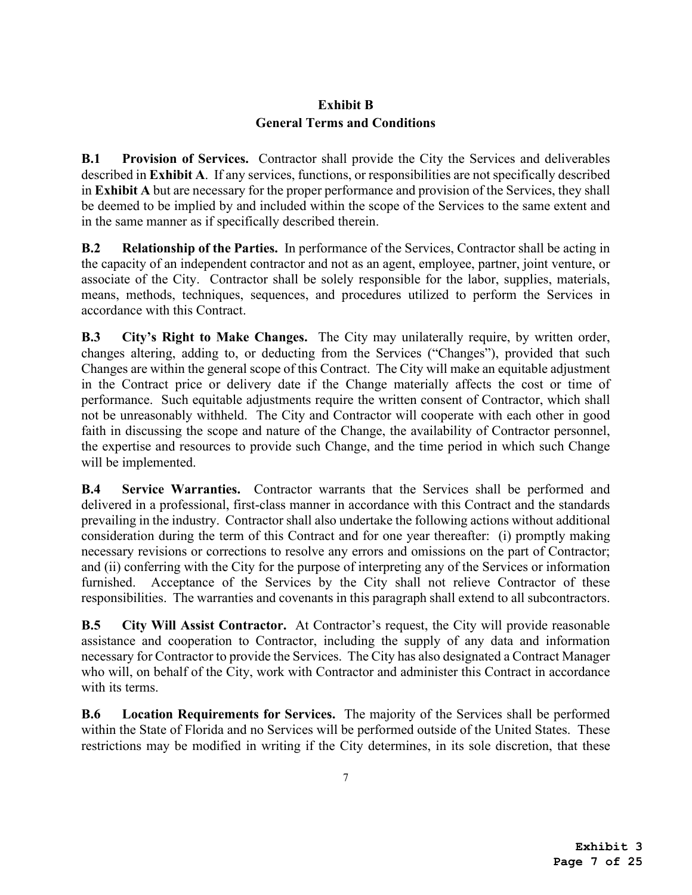## Exhibit B
## General Terms and Conditions

**B.1 Provision of Services.** Contractor shall provide the City the Services and deliverables described in **Exhibit A**. If any services, functions, or responsibilities are not specifically described in **Exhibit A** but are necessary for the proper performance and provision of the Services, they shall be deemed to be implied by and included within the scope of the Services to the same extent and in the same manner as if specifically described therein.

**B.2 Relationship of the Parties.** In performance of the Services, Contractor shall be acting in the capacity of an independent contractor and not as an agent, employee, partner, joint venture, or associate of the City. Contractor shall be solely responsible for the labor, supplies, materials, means, methods, techniques, sequences, and procedures utilized to perform the Services in accordance with this Contract.

**B.3 City's Right to Make Changes.** The City may unilaterally require, by written order, changes altering, adding to, or deducting from the Services ("Changes"), provided that such Changes are within the general scope of this Contract. The City will make an equitable adjustment in the Contract price or delivery date if the Change materially affects the cost or time of performance. Such equitable adjustments require the written consent of Contractor, which shall not be unreasonably withheld. The City and Contractor will cooperate with each other in good faith in discussing the scope and nature of the Change, the availability of Contractor personnel, the expertise and resources to provide such Change, and the time period in which such Change will be implemented.

**B.4 Service Warranties.** Contractor warrants that the Services shall be performed and delivered in a professional, first-class manner in accordance with this Contract and the standards prevailing in the industry. Contractor shall also undertake the following actions without additional consideration during the term of this Contract and for one year thereafter: (i) promptly making necessary revisions or corrections to resolve any errors and omissions on the part of Contractor; and (ii) conferring with the City for the purpose of interpreting any of the Services or information furnished. Acceptance of the Services by the City shall not relieve Contractor of these responsibilities. The warranties and covenants in this paragraph shall extend to all subcontractors.

**B.5 City Will Assist Contractor.** At Contractor's request, the City will provide reasonable assistance and cooperation to Contractor, including the supply of any data and information necessary for Contractor to provide the Services. The City has also designated a Contract Manager who will, on behalf of the City, work with Contractor and administer this Contract in accordance with its terms.

**B.6 Location Requirements for Services.** The majority of the Services shall be performed within the State of Florida and no Services will be performed outside of the United States. These restrictions may be modified in writing if the City determines, in its sole discretion, that these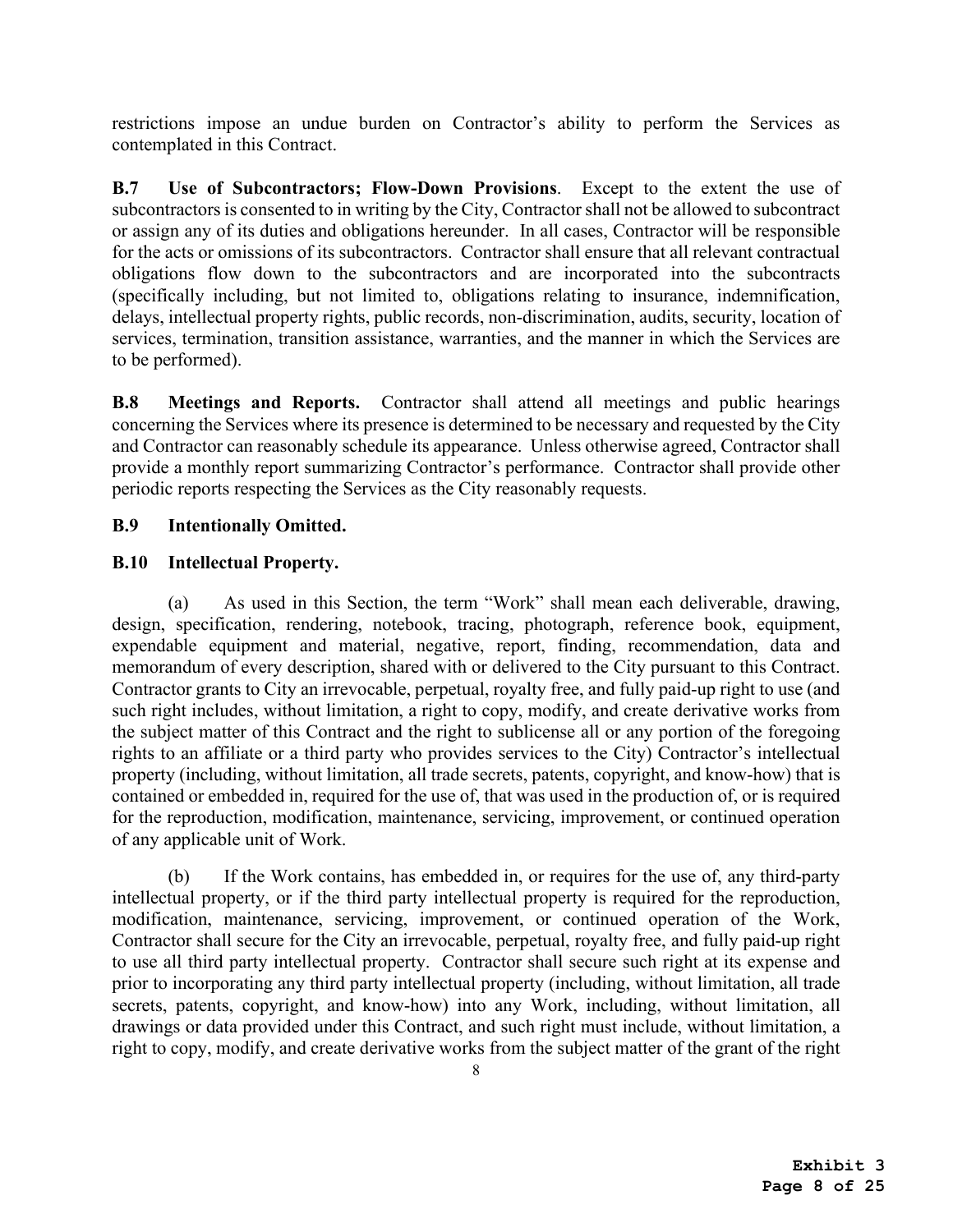restrictions impose an undue burden on Contractor's ability to perform the Services as contemplated in this Contract.

**B.7 Use of Subcontractors; Flow-Down Provisions**. Except to the extent the use of subcontractors is consented to in writing by the City, Contractor shall not be allowed to subcontract or assign any of its duties and obligations hereunder. In all cases, Contractor will be responsible for the acts or omissions of its subcontractors. Contractor shall ensure that all relevant contractual obligations flow down to the subcontractors and are incorporated into the subcontracts (specifically including, but not limited to, obligations relating to insurance, indemnification, delays, intellectual property rights, public records, non-discrimination, audits, security, location of services, termination, transition assistance, warranties, and the manner in which the Services are to be performed).

**B.8 Meetings and Reports.** Contractor shall attend all meetings and public hearings concerning the Services where its presence is determined to be necessary and requested by the City and Contractor can reasonably schedule its appearance. Unless otherwise agreed, Contractor shall provide a monthly report summarizing Contractor's performance. Contractor shall provide other periodic reports respecting the Services as the City reasonably requests.

**B.9 Intentionally Omitted.**

**B.10 Intellectual Property.**

(a) As used in this Section, the term "Work" shall mean each deliverable, drawing, design, specification, rendering, notebook, tracing, photograph, reference book, equipment, expendable equipment and material, negative, report, finding, recommendation, data and memorandum of every description, shared with or delivered to the City pursuant to this Contract. Contractor grants to City an irrevocable, perpetual, royalty free, and fully paid-up right to use (and such right includes, without limitation, a right to copy, modify, and create derivative works from the subject matter of this Contract and the right to sublicense all or any portion of the foregoing rights to an affiliate or a third party who provides services to the City) Contractor's intellectual property (including, without limitation, all trade secrets, patents, copyright, and know-how) that is contained or embedded in, required for the use of, that was used in the production of, or is required for the reproduction, modification, maintenance, servicing, improvement, or continued operation of any applicable unit of Work.

(b) If the Work contains, has embedded in, or requires for the use of, any third-party intellectual property, or if the third party intellectual property is required for the reproduction, modification, maintenance, servicing, improvement, or continued operation of the Work, Contractor shall secure for the City an irrevocable, perpetual, royalty free, and fully paid-up right to use all third party intellectual property. Contractor shall secure such right at its expense and prior to incorporating any third party intellectual property (including, without limitation, all trade secrets, patents, copyright, and know-how) into any Work, including, without limitation, all drawings or data provided under this Contract, and such right must include, without limitation, a right to copy, modify, and create derivative works from the subject matter of the grant of the right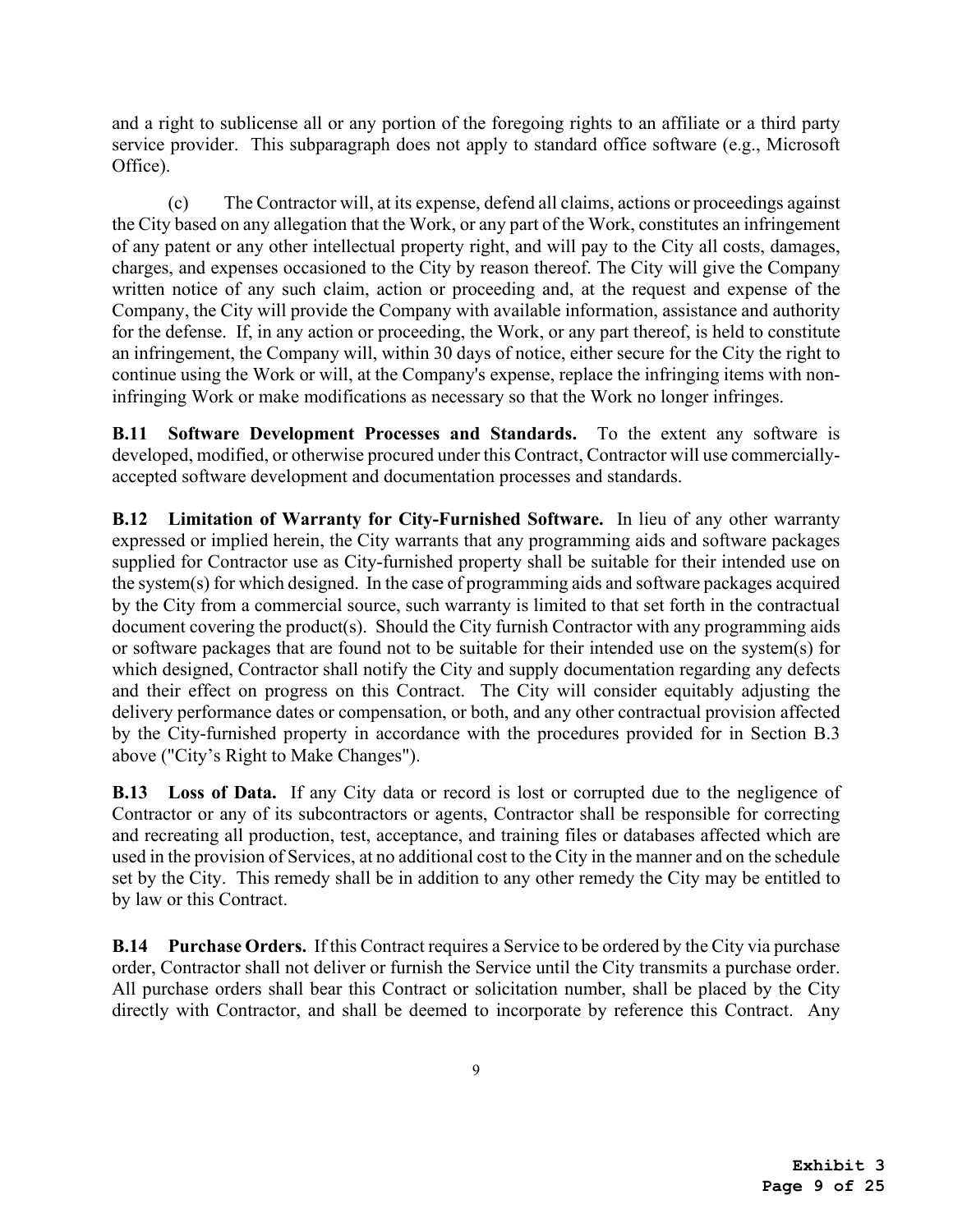and a right to sublicense all or any portion of the foregoing rights to an affiliate or a third party service provider. This subparagraph does not apply to standard office software (e.g., Microsoft Office).

(c) The Contractor will, at its expense, defend all claims, actions or proceedings against the City based on any allegation that the Work, or any part of the Work, constitutes an infringement of any patent or any other intellectual property right, and will pay to the City all costs, damages, charges, and expenses occasioned to the City by reason thereof. The City will give the Company written notice of any such claim, action or proceeding and, at the request and expense of the Company, the City will provide the Company with available information, assistance and authority for the defense. If, in any action or proceeding, the Work, or any part thereof, is held to constitute an infringement, the Company will, within 30 days of notice, either secure for the City the right to continue using the Work or will, at the Company's expense, replace the infringing items with non-infringing Work or make modifications as necessary so that the Work no longer infringes.

**B.11 Software Development Processes and Standards.** To the extent any software is developed, modified, or otherwise procured under this Contract, Contractor will use commercially-accepted software development and documentation processes and standards.

**B.12 Limitation of Warranty for City-Furnished Software.** In lieu of any other warranty expressed or implied herein, the City warrants that any programming aids and software packages supplied for Contractor use as City-furnished property shall be suitable for their intended use on the system(s) for which designed. In the case of programming aids and software packages acquired by the City from a commercial source, such warranty is limited to that set forth in the contractual document covering the product(s). Should the City furnish Contractor with any programming aids or software packages that are found not to be suitable for their intended use on the system(s) for which designed, Contractor shall notify the City and supply documentation regarding any defects and their effect on progress on this Contract. The City will consider equitably adjusting the delivery performance dates or compensation, or both, and any other contractual provision affected by the City-furnished property in accordance with the procedures provided for in Section B.3 above ("City's Right to Make Changes").

**B.13 Loss of Data.** If any City data or record is lost or corrupted due to the negligence of Contractor or any of its subcontractors or agents, Contractor shall be responsible for correcting and recreating all production, test, acceptance, and training files or databases affected which are used in the provision of Services, at no additional cost to the City in the manner and on the schedule set by the City. This remedy shall be in addition to any other remedy the City may be entitled to by law or this Contract.

**B.14 Purchase Orders.** If this Contract requires a Service to be ordered by the City via purchase order, Contractor shall not deliver or furnish the Service until the City transmits a purchase order. All purchase orders shall bear this Contract or solicitation number, shall be placed by the City directly with Contractor, and shall be deemed to incorporate by reference this Contract. Any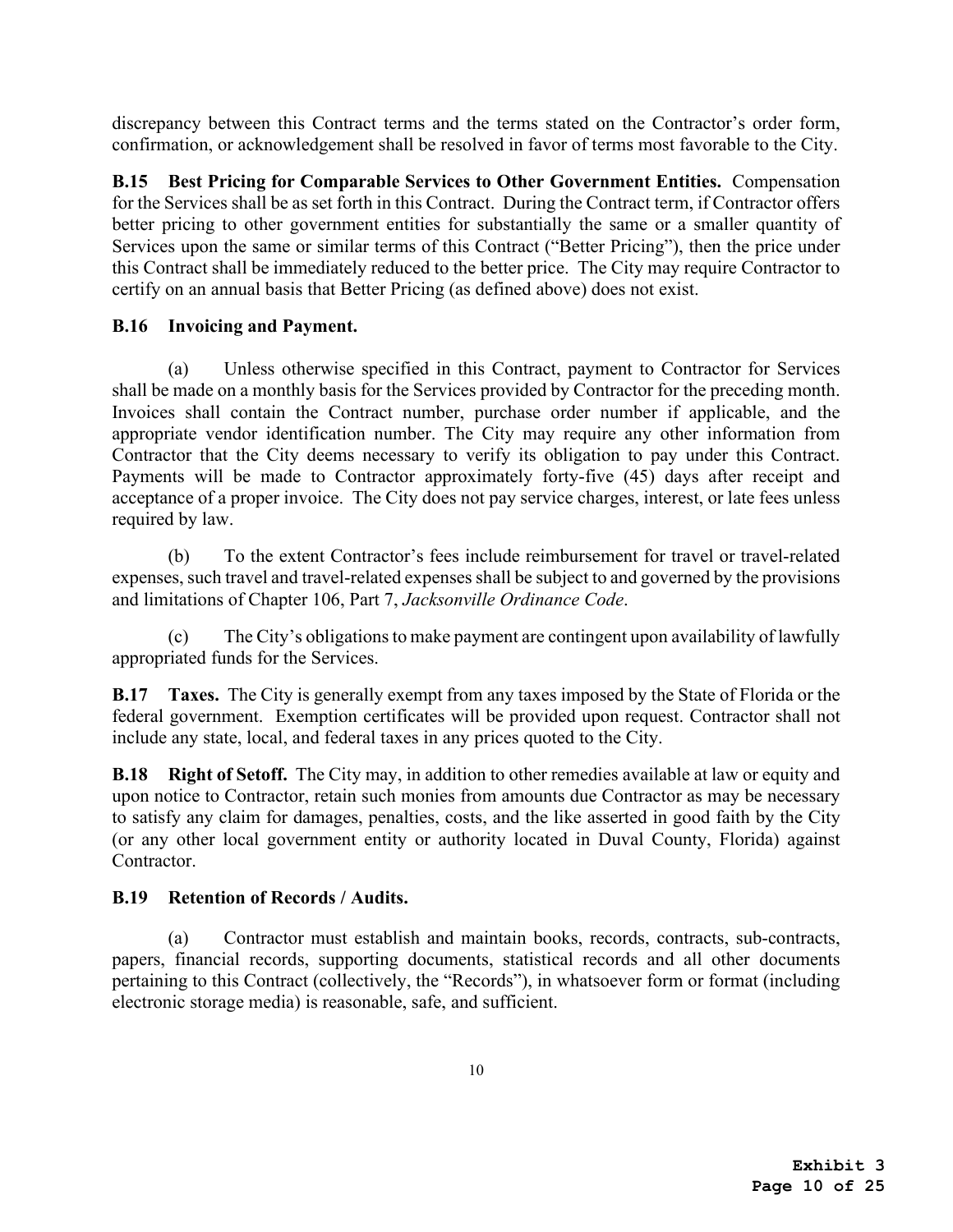discrepancy between this Contract terms and the terms stated on the Contractor's order form, confirmation, or acknowledgement shall be resolved in favor of terms most favorable to the City.

**B.15 Best Pricing for Comparable Services to Other Government Entities.** Compensation for the Services shall be as set forth in this Contract. During the Contract term, if Contractor offers better pricing to other government entities for substantially the same or a smaller quantity of Services upon the same or similar terms of this Contract ("Better Pricing"), then the price under this Contract shall be immediately reduced to the better price. The City may require Contractor to certify on an annual basis that Better Pricing (as defined above) does not exist.

**B.16 Invoicing and Payment.**

(a) Unless otherwise specified in this Contract, payment to Contractor for Services shall be made on a monthly basis for the Services provided by Contractor for the preceding month. Invoices shall contain the Contract number, purchase order number if applicable, and the appropriate vendor identification number. The City may require any other information from Contractor that the City deems necessary to verify its obligation to pay under this Contract. Payments will be made to Contractor approximately forty-five (45) days after receipt and acceptance of a proper invoice. The City does not pay service charges, interest, or late fees unless required by law.

(b) To the extent Contractor's fees include reimbursement for travel or travel-related expenses, such travel and travel-related expenses shall be subject to and governed by the provisions and limitations of Chapter 106, Part 7, *Jacksonville Ordinance Code*.

(c) The City's obligations to make payment are contingent upon availability of lawfully appropriated funds for the Services.

**B.17 Taxes.** The City is generally exempt from any taxes imposed by the State of Florida or the federal government. Exemption certificates will be provided upon request. Contractor shall not include any state, local, and federal taxes in any prices quoted to the City.

**B.18 Right of Setoff.** The City may, in addition to other remedies available at law or equity and upon notice to Contractor, retain such monies from amounts due Contractor as may be necessary to satisfy any claim for damages, penalties, costs, and the like asserted in good faith by the City (or any other local government entity or authority located in Duval County, Florida) against Contractor.

**B.19 Retention of Records / Audits.**

(a) Contractor must establish and maintain books, records, contracts, sub-contracts, papers, financial records, supporting documents, statistical records and all other documents pertaining to this Contract (collectively, the "Records"), in whatsoever form or format (including electronic storage media) is reasonable, safe, and sufficient.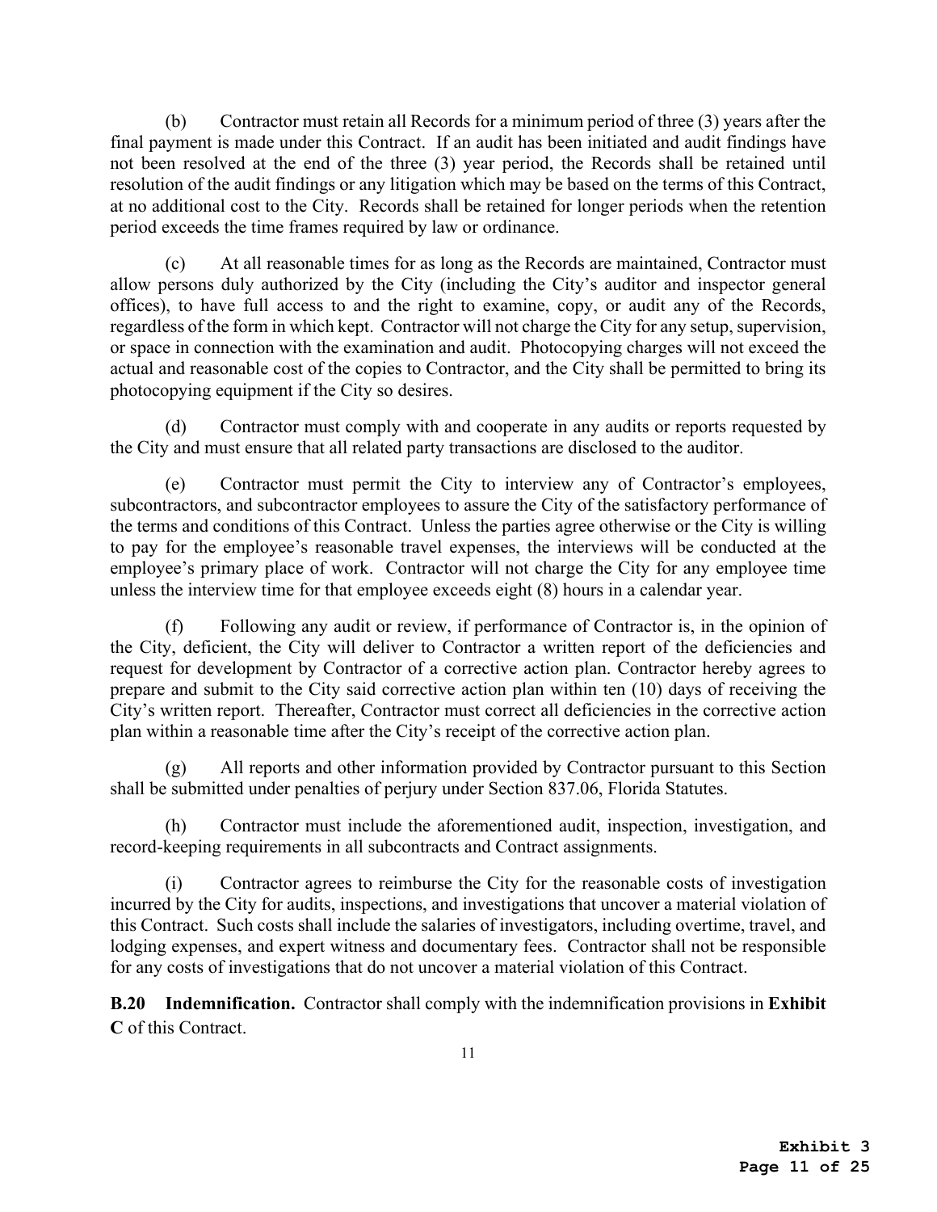(b) Contractor must retain all Records for a minimum period of three (3) years after the final payment is made under this Contract. If an audit has been initiated and audit findings have not been resolved at the end of the three (3) year period, the Records shall be retained until resolution of the audit findings or any litigation which may be based on the terms of this Contract, at no additional cost to the City. Records shall be retained for longer periods when the retention period exceeds the time frames required by law or ordinance.

(c) At all reasonable times for as long as the Records are maintained, Contractor must allow persons duly authorized by the City (including the City's auditor and inspector general offices), to have full access to and the right to examine, copy, or audit any of the Records, regardless of the form in which kept. Contractor will not charge the City for any setup, supervision, or space in connection with the examination and audit. Photocopying charges will not exceed the actual and reasonable cost of the copies to Contractor, and the City shall be permitted to bring its photocopying equipment if the City so desires.

(d) Contractor must comply with and cooperate in any audits or reports requested by the City and must ensure that all related party transactions are disclosed to the auditor.

(e) Contractor must permit the City to interview any of Contractor's employees, subcontractors, and subcontractor employees to assure the City of the satisfactory performance of the terms and conditions of this Contract. Unless the parties agree otherwise or the City is willing to pay for the employee's reasonable travel expenses, the interviews will be conducted at the employee's primary place of work. Contractor will not charge the City for any employee time unless the interview time for that employee exceeds eight (8) hours in a calendar year.

(f) Following any audit or review, if performance of Contractor is, in the opinion of the City, deficient, the City will deliver to Contractor a written report of the deficiencies and request for development by Contractor of a corrective action plan. Contractor hereby agrees to prepare and submit to the City said corrective action plan within ten (10) days of receiving the City's written report. Thereafter, Contractor must correct all deficiencies in the corrective action plan within a reasonable time after the City's receipt of the corrective action plan.

(g) All reports and other information provided by Contractor pursuant to this Section shall be submitted under penalties of perjury under Section 837.06, Florida Statutes.

(h) Contractor must include the aforementioned audit, inspection, investigation, and record-keeping requirements in all subcontracts and Contract assignments.

(i) Contractor agrees to reimburse the City for the reasonable costs of investigation incurred by the City for audits, inspections, and investigations that uncover a material violation of this Contract. Such costs shall include the salaries of investigators, including overtime, travel, and lodging expenses, and expert witness and documentary fees. Contractor shall not be responsible for any costs of investigations that do not uncover a material violation of this Contract.

**B.20 Indemnification.** Contractor shall comply with the indemnification provisions in **Exhibit C** of this Contract.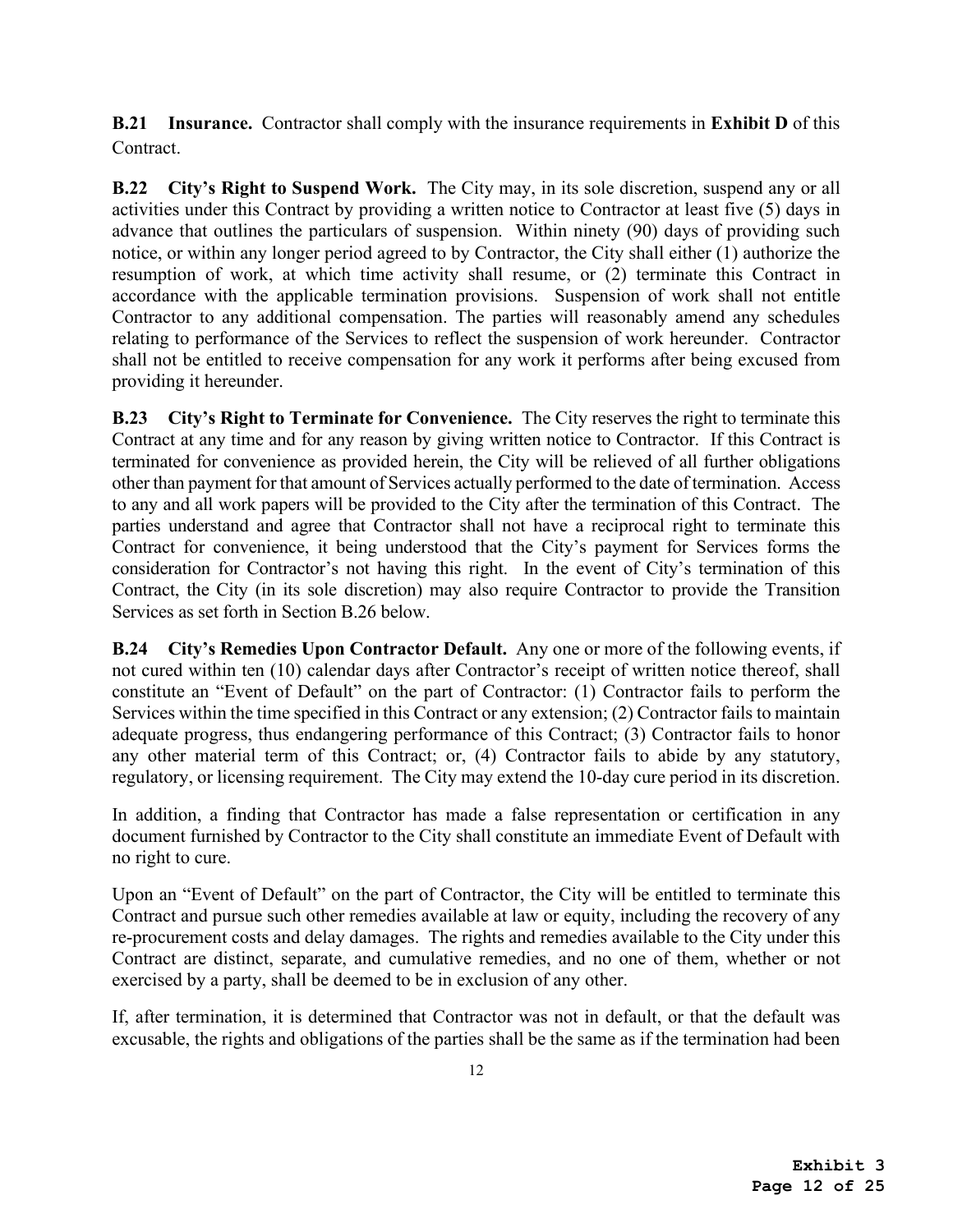**B.21 Insurance.** Contractor shall comply with the insurance requirements in **Exhibit D** of this Contract.

**B.22 City's Right to Suspend Work.** The City may, in its sole discretion, suspend any or all activities under this Contract by providing a written notice to Contractor at least five (5) days in advance that outlines the particulars of suspension. Within ninety (90) days of providing such notice, or within any longer period agreed to by Contractor, the City shall either (1) authorize the resumption of work, at which time activity shall resume, or (2) terminate this Contract in accordance with the applicable termination provisions. Suspension of work shall not entitle Contractor to any additional compensation. The parties will reasonably amend any schedules relating to performance of the Services to reflect the suspension of work hereunder. Contractor shall not be entitled to receive compensation for any work it performs after being excused from providing it hereunder.

**B.23 City's Right to Terminate for Convenience.** The City reserves the right to terminate this Contract at any time and for any reason by giving written notice to Contractor. If this Contract is terminated for convenience as provided herein, the City will be relieved of all further obligations other than payment for that amount of Services actually performed to the date of termination. Access to any and all work papers will be provided to the City after the termination of this Contract. The parties understand and agree that Contractor shall not have a reciprocal right to terminate this Contract for convenience, it being understood that the City's payment for Services forms the consideration for Contractor's not having this right. In the event of City's termination of this Contract, the City (in its sole discretion) may also require Contractor to provide the Transition Services as set forth in Section B.26 below.

**B.24 City's Remedies Upon Contractor Default.** Any one or more of the following events, if not cured within ten (10) calendar days after Contractor's receipt of written notice thereof, shall constitute an "Event of Default" on the part of Contractor: (1) Contractor fails to perform the Services within the time specified in this Contract or any extension; (2) Contractor fails to maintain adequate progress, thus endangering performance of this Contract; (3) Contractor fails to honor any other material term of this Contract; or, (4) Contractor fails to abide by any statutory, regulatory, or licensing requirement. The City may extend the 10-day cure period in its discretion.

In addition, a finding that Contractor has made a false representation or certification in any document furnished by Contractor to the City shall constitute an immediate Event of Default with no right to cure.

Upon an "Event of Default" on the part of Contractor, the City will be entitled to terminate this Contract and pursue such other remedies available at law or equity, including the recovery of any re-procurement costs and delay damages. The rights and remedies available to the City under this Contract are distinct, separate, and cumulative remedies, and no one of them, whether or not exercised by a party, shall be deemed to be in exclusion of any other.

If, after termination, it is determined that Contractor was not in default, or that the default was excusable, the rights and obligations of the parties shall be the same as if the termination had been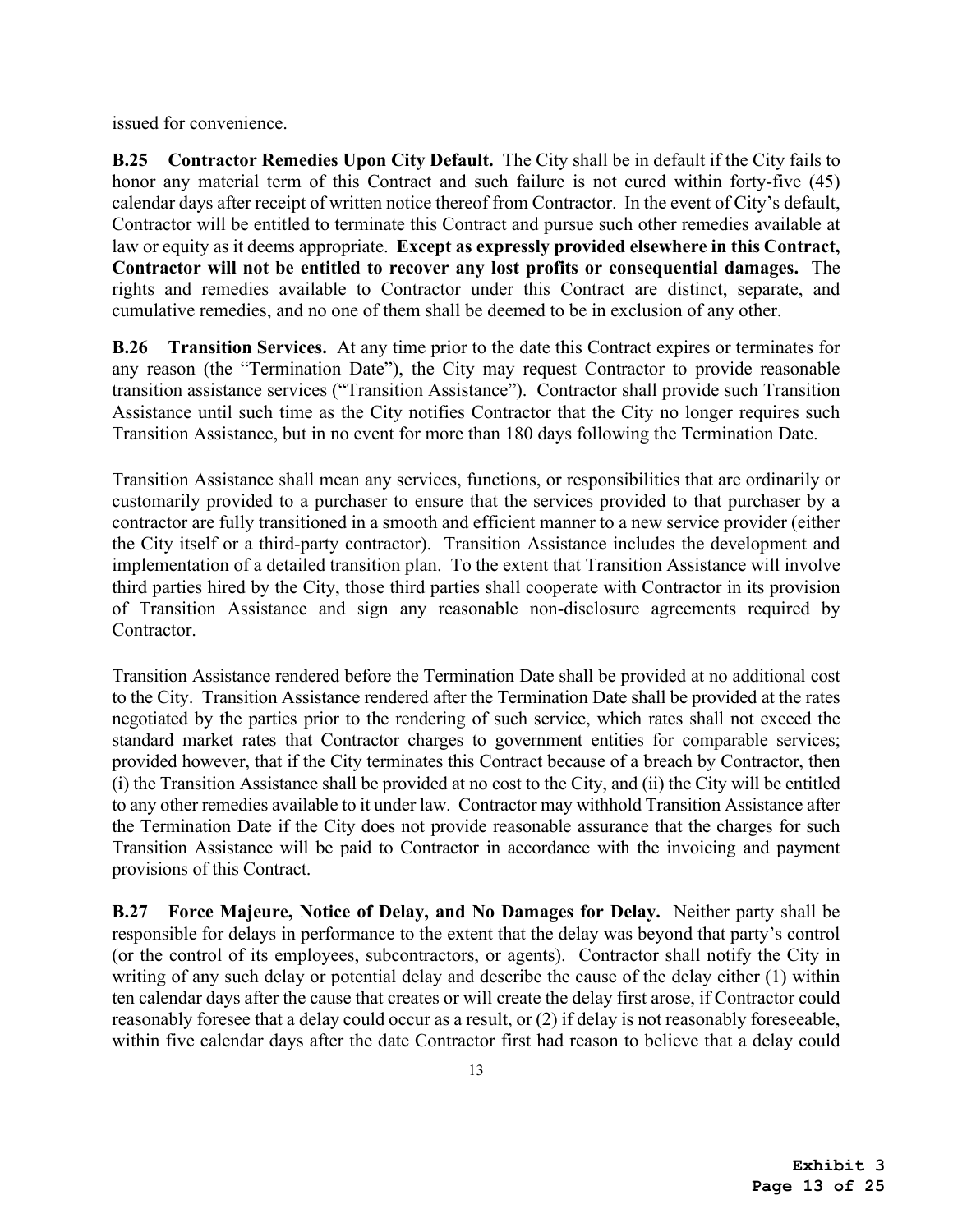issued for convenience.

**B.25 Contractor Remedies Upon City Default.** The City shall be in default if the City fails to honor any material term of this Contract and such failure is not cured within forty-five (45) calendar days after receipt of written notice thereof from Contractor. In the event of City's default, Contractor will be entitled to terminate this Contract and pursue such other remedies available at law or equity as it deems appropriate. **Except as expressly provided elsewhere in this Contract, Contractor will not be entitled to recover any lost profits or consequential damages.** The rights and remedies available to Contractor under this Contract are distinct, separate, and cumulative remedies, and no one of them shall be deemed to be in exclusion of any other.

**B.26 Transition Services.** At any time prior to the date this Contract expires or terminates for any reason (the "Termination Date"), the City may request Contractor to provide reasonable transition assistance services ("Transition Assistance"). Contractor shall provide such Transition Assistance until such time as the City notifies Contractor that the City no longer requires such Transition Assistance, but in no event for more than 180 days following the Termination Date.

Transition Assistance shall mean any services, functions, or responsibilities that are ordinarily or customarily provided to a purchaser to ensure that the services provided to that purchaser by a contractor are fully transitioned in a smooth and efficient manner to a new service provider (either the City itself or a third-party contractor). Transition Assistance includes the development and implementation of a detailed transition plan. To the extent that Transition Assistance will involve third parties hired by the City, those third parties shall cooperate with Contractor in its provision of Transition Assistance and sign any reasonable non-disclosure agreements required by Contractor.

Transition Assistance rendered before the Termination Date shall be provided at no additional cost to the City. Transition Assistance rendered after the Termination Date shall be provided at the rates negotiated by the parties prior to the rendering of such service, which rates shall not exceed the standard market rates that Contractor charges to government entities for comparable services; provided however, that if the City terminates this Contract because of a breach by Contractor, then (i) the Transition Assistance shall be provided at no cost to the City, and (ii) the City will be entitled to any other remedies available to it under law. Contractor may withhold Transition Assistance after the Termination Date if the City does not provide reasonable assurance that the charges for such Transition Assistance will be paid to Contractor in accordance with the invoicing and payment provisions of this Contract.

**B.27 Force Majeure, Notice of Delay, and No Damages for Delay.** Neither party shall be responsible for delays in performance to the extent that the delay was beyond that party's control (or the control of its employees, subcontractors, or agents). Contractor shall notify the City in writing of any such delay or potential delay and describe the cause of the delay either (1) within ten calendar days after the cause that creates or will create the delay first arose, if Contractor could reasonably foresee that a delay could occur as a result, or (2) if delay is not reasonably foreseeable, within five calendar days after the date Contractor first had reason to believe that a delay could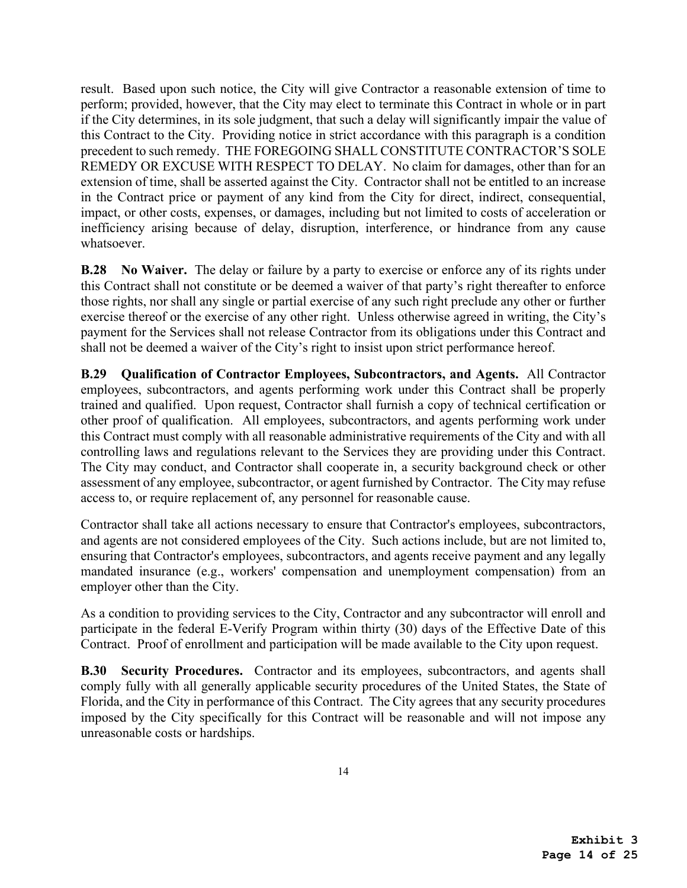result. Based upon such notice, the City will give Contractor a reasonable extension of time to perform; provided, however, that the City may elect to terminate this Contract in whole or in part if the City determines, in its sole judgment, that such a delay will significantly impair the value of this Contract to the City. Providing notice in strict accordance with this paragraph is a condition precedent to such remedy. THE FOREGOING SHALL CONSTITUTE CONTRACTOR'S SOLE REMEDY OR EXCUSE WITH RESPECT TO DELAY. No claim for damages, other than for an extension of time, shall be asserted against the City. Contractor shall not be entitled to an increase in the Contract price or payment of any kind from the City for direct, indirect, consequential, impact, or other costs, expenses, or damages, including but not limited to costs of acceleration or inefficiency arising because of delay, disruption, interference, or hindrance from any cause whatsoever.

**B.28 No Waiver.** The delay or failure by a party to exercise or enforce any of its rights under this Contract shall not constitute or be deemed a waiver of that party's right thereafter to enforce those rights, nor shall any single or partial exercise of any such right preclude any other or further exercise thereof or the exercise of any other right. Unless otherwise agreed in writing, the City's payment for the Services shall not release Contractor from its obligations under this Contract and shall not be deemed a waiver of the City's right to insist upon strict performance hereof.

**B.29 Qualification of Contractor Employees, Subcontractors, and Agents.** All Contractor employees, subcontractors, and agents performing work under this Contract shall be properly trained and qualified. Upon request, Contractor shall furnish a copy of technical certification or other proof of qualification. All employees, subcontractors, and agents performing work under this Contract must comply with all reasonable administrative requirements of the City and with all controlling laws and regulations relevant to the Services they are providing under this Contract. The City may conduct, and Contractor shall cooperate in, a security background check or other assessment of any employee, subcontractor, or agent furnished by Contractor. The City may refuse access to, or require replacement of, any personnel for reasonable cause.

Contractor shall take all actions necessary to ensure that Contractor's employees, subcontractors, and agents are not considered employees of the City. Such actions include, but are not limited to, ensuring that Contractor's employees, subcontractors, and agents receive payment and any legally mandated insurance (e.g., workers' compensation and unemployment compensation) from an employer other than the City.

As a condition to providing services to the City, Contractor and any subcontractor will enroll and participate in the federal E-Verify Program within thirty (30) days of the Effective Date of this Contract. Proof of enrollment and participation will be made available to the City upon request.

**B.30 Security Procedures.** Contractor and its employees, subcontractors, and agents shall comply fully with all generally applicable security procedures of the United States, the State of Florida, and the City in performance of this Contract. The City agrees that any security procedures imposed by the City specifically for this Contract will be reasonable and will not impose any unreasonable costs or hardships.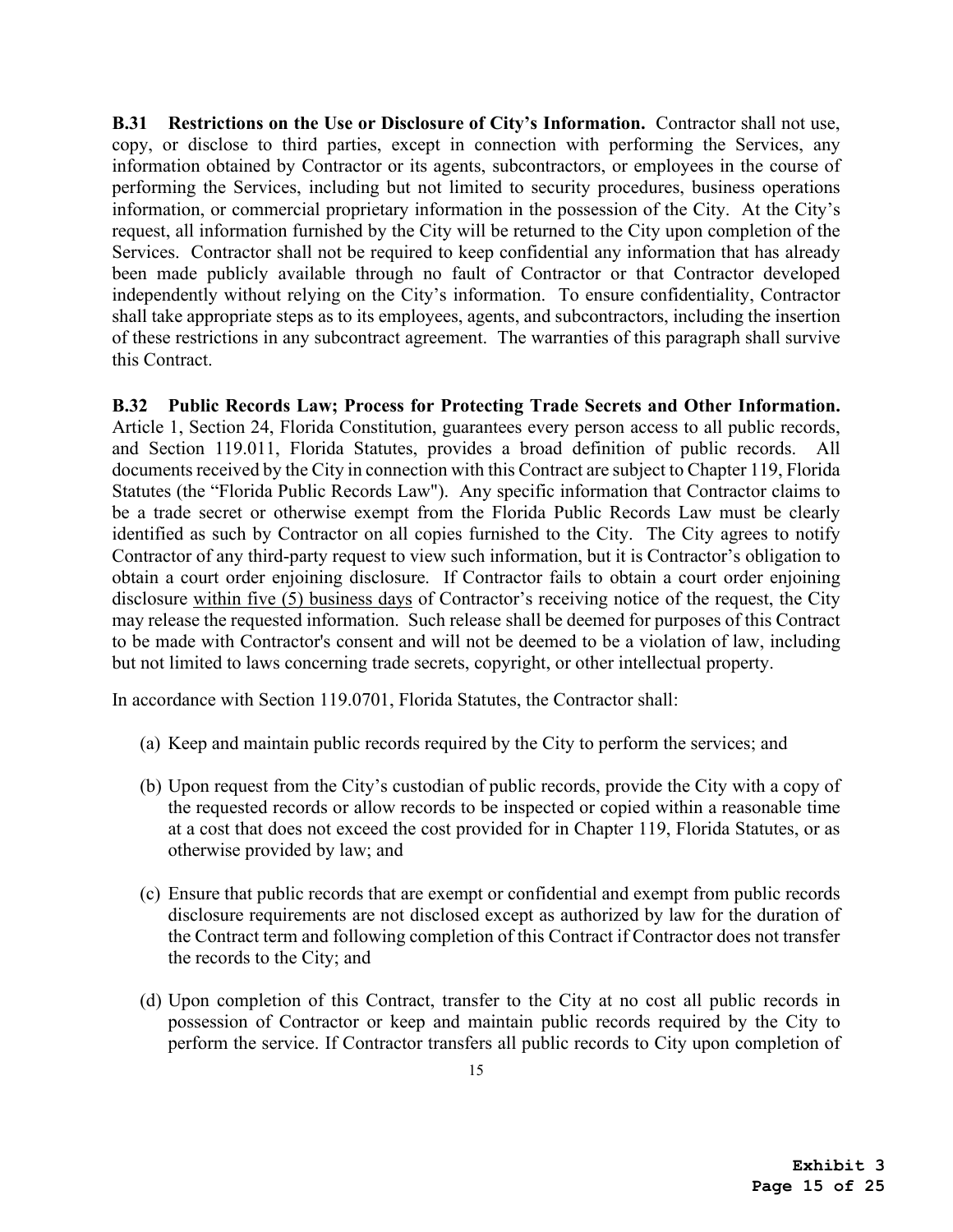**B.31 Restrictions on the Use or Disclosure of City's Information.** Contractor shall not use, copy, or disclose to third parties, except in connection with performing the Services, any information obtained by Contractor or its agents, subcontractors, or employees in the course of performing the Services, including but not limited to security procedures, business operations information, or commercial proprietary information in the possession of the City. At the City's request, all information furnished by the City will be returned to the City upon completion of the Services. Contractor shall not be required to keep confidential any information that has already been made publicly available through no fault of Contractor or that Contractor developed independently without relying on the City's information. To ensure confidentiality, Contractor shall take appropriate steps as to its employees, agents, and subcontractors, including the insertion of these restrictions in any subcontract agreement. The warranties of this paragraph shall survive this Contract.

**B.32 Public Records Law; Process for Protecting Trade Secrets and Other Information.** Article 1, Section 24, Florida Constitution, guarantees every person access to all public records, and Section 119.011, Florida Statutes, provides a broad definition of public records. All documents received by the City in connection with this Contract are subject to Chapter 119, Florida Statutes (the "Florida Public Records Law"). Any specific information that Contractor claims to be a trade secret or otherwise exempt from the Florida Public Records Law must be clearly identified as such by Contractor on all copies furnished to the City. The City agrees to notify Contractor of any third-party request to view such information, but it is Contractor's obligation to obtain a court order enjoining disclosure. If Contractor fails to obtain a court order enjoining disclosure <u>within five (5) business days</u> of Contractor's receiving notice of the request, the City may release the requested information. Such release shall be deemed for purposes of this Contract to be made with Contractor's consent and will not be deemed to be a violation of law, including but not limited to laws concerning trade secrets, copyright, or other intellectual property.

In accordance with Section 119.0701, Florida Statutes, the Contractor shall:

(a) Keep and maintain public records required by the City to perform the services; and

(b) Upon request from the City's custodian of public records, provide the City with a copy of the requested records or allow records to be inspected or copied within a reasonable time at a cost that does not exceed the cost provided for in Chapter 119, Florida Statutes, or as otherwise provided by law; and

(c) Ensure that public records that are exempt or confidential and exempt from public records disclosure requirements are not disclosed except as authorized by law for the duration of the Contract term and following completion of this Contract if Contractor does not transfer the records to the City; and

(d) Upon completion of this Contract, transfer to the City at no cost all public records in possession of Contractor or keep and maintain public records required by the City to perform the service. If Contractor transfers all public records to City upon completion of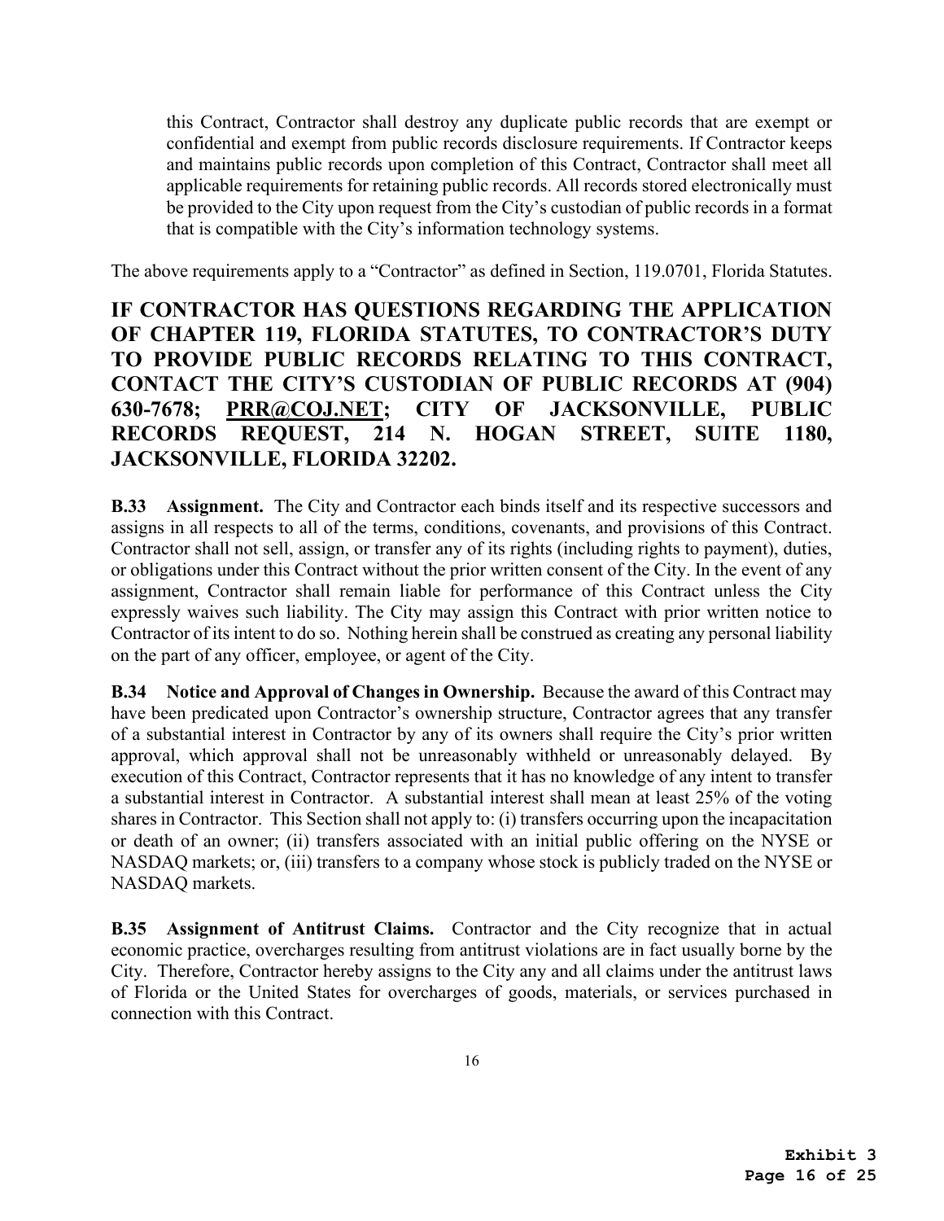this Contract, Contractor shall destroy any duplicate public records that are exempt or confidential and exempt from public records disclosure requirements. If Contractor keeps and maintains public records upon completion of this Contract, Contractor shall meet all applicable requirements for retaining public records. All records stored electronically must be provided to the City upon request from the City's custodian of public records in a format that is compatible with the City's information technology systems.

The above requirements apply to a "Contractor" as defined in Section, 119.0701, Florida Statutes.

**IF CONTRACTOR HAS QUESTIONS REGARDING THE APPLICATION OF CHAPTER 119, FLORIDA STATUTES, TO CONTRACTOR'S DUTY TO PROVIDE PUBLIC RECORDS RELATING TO THIS CONTRACT, CONTACT THE CITY'S CUSTODIAN OF PUBLIC RECORDS AT (904) 630-7678; PRR@COJ.NET; CITY OF JACKSONVILLE, PUBLIC RECORDS REQUEST, 214 N. HOGAN STREET, SUITE 1180, JACKSONVILLE, FLORIDA 32202.**

**B.33 Assignment.** The City and Contractor each binds itself and its respective successors and assigns in all respects to all of the terms, conditions, covenants, and provisions of this Contract. Contractor shall not sell, assign, or transfer any of its rights (including rights to payment), duties, or obligations under this Contract without the prior written consent of the City. In the event of any assignment, Contractor shall remain liable for performance of this Contract unless the City expressly waives such liability. The City may assign this Contract with prior written notice to Contractor of its intent to do so. Nothing herein shall be construed as creating any personal liability on the part of any officer, employee, or agent of the City.

**B.34 Notice and Approval of Changes in Ownership.** Because the award of this Contract may have been predicated upon Contractor's ownership structure, Contractor agrees that any transfer of a substantial interest in Contractor by any of its owners shall require the City's prior written approval, which approval shall not be unreasonably withheld or unreasonably delayed. By execution of this Contract, Contractor represents that it has no knowledge of any intent to transfer a substantial interest in Contractor. A substantial interest shall mean at least 25% of the voting shares in Contractor. This Section shall not apply to: (i) transfers occurring upon the incapacitation or death of an owner; (ii) transfers associated with an initial public offering on the NYSE or NASDAQ markets; or, (iii) transfers to a company whose stock is publicly traded on the NYSE or NASDAQ markets.

**B.35 Assignment of Antitrust Claims.** Contractor and the City recognize that in actual economic practice, overcharges resulting from antitrust violations are in fact usually borne by the City. Therefore, Contractor hereby assigns to the City any and all claims under the antitrust laws of Florida or the United States for overcharges of goods, materials, or services purchased in connection with this Contract.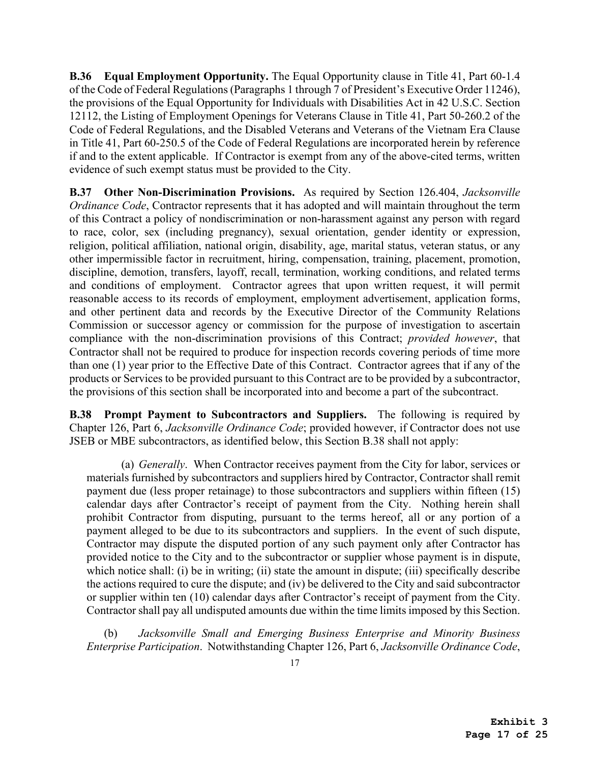**B.36 Equal Employment Opportunity.** The Equal Opportunity clause in Title 41, Part 60-1.4 of the Code of Federal Regulations (Paragraphs 1 through 7 of President's Executive Order 11246), the provisions of the Equal Opportunity for Individuals with Disabilities Act in 42 U.S.C. Section 12112, the Listing of Employment Openings for Veterans Clause in Title 41, Part 50-260.2 of the Code of Federal Regulations, and the Disabled Veterans and Veterans of the Vietnam Era Clause in Title 41, Part 60-250.5 of the Code of Federal Regulations are incorporated herein by reference if and to the extent applicable. If Contractor is exempt from any of the above-cited terms, written evidence of such exempt status must be provided to the City.

**B.37 Other Non-Discrimination Provisions.** As required by Section 126.404, *Jacksonville Ordinance Code*, Contractor represents that it has adopted and will maintain throughout the term of this Contract a policy of nondiscrimination or non-harassment against any person with regard to race, color, sex (including pregnancy), sexual orientation, gender identity or expression, religion, political affiliation, national origin, disability, age, marital status, veteran status, or any other impermissible factor in recruitment, hiring, compensation, training, placement, promotion, discipline, demotion, transfers, layoff, recall, termination, working conditions, and related terms and conditions of employment. Contractor agrees that upon written request, it will permit reasonable access to its records of employment, employment advertisement, application forms, and other pertinent data and records by the Executive Director of the Community Relations Commission or successor agency or commission for the purpose of investigation to ascertain compliance with the non-discrimination provisions of this Contract; *provided however*, that Contractor shall not be required to produce for inspection records covering periods of time more than one (1) year prior to the Effective Date of this Contract. Contractor agrees that if any of the products or Services to be provided pursuant to this Contract are to be provided by a subcontractor, the provisions of this section shall be incorporated into and become a part of the subcontract.

**B.38 Prompt Payment to Subcontractors and Suppliers.** The following is required by Chapter 126, Part 6, *Jacksonville Ordinance Code*; provided however, if Contractor does not use JSEB or MBE subcontractors, as identified below, this Section B.38 shall not apply:

(a) *Generally*. When Contractor receives payment from the City for labor, services or materials furnished by subcontractors and suppliers hired by Contractor, Contractor shall remit payment due (less proper retainage) to those subcontractors and suppliers within fifteen (15) calendar days after Contractor's receipt of payment from the City. Nothing herein shall prohibit Contractor from disputing, pursuant to the terms hereof, all or any portion of a payment alleged to be due to its subcontractors and suppliers. In the event of such dispute, Contractor may dispute the disputed portion of any such payment only after Contractor has provided notice to the City and to the subcontractor or supplier whose payment is in dispute, which notice shall: (i) be in writing; (ii) state the amount in dispute; (iii) specifically describe the actions required to cure the dispute; and (iv) be delivered to the City and said subcontractor or supplier within ten (10) calendar days after Contractor's receipt of payment from the City. Contractor shall pay all undisputed amounts due within the time limits imposed by this Section.

(b) *Jacksonville Small and Emerging Business Enterprise and Minority Business Enterprise Participation*. Notwithstanding Chapter 126, Part 6, *Jacksonville Ordinance Code*,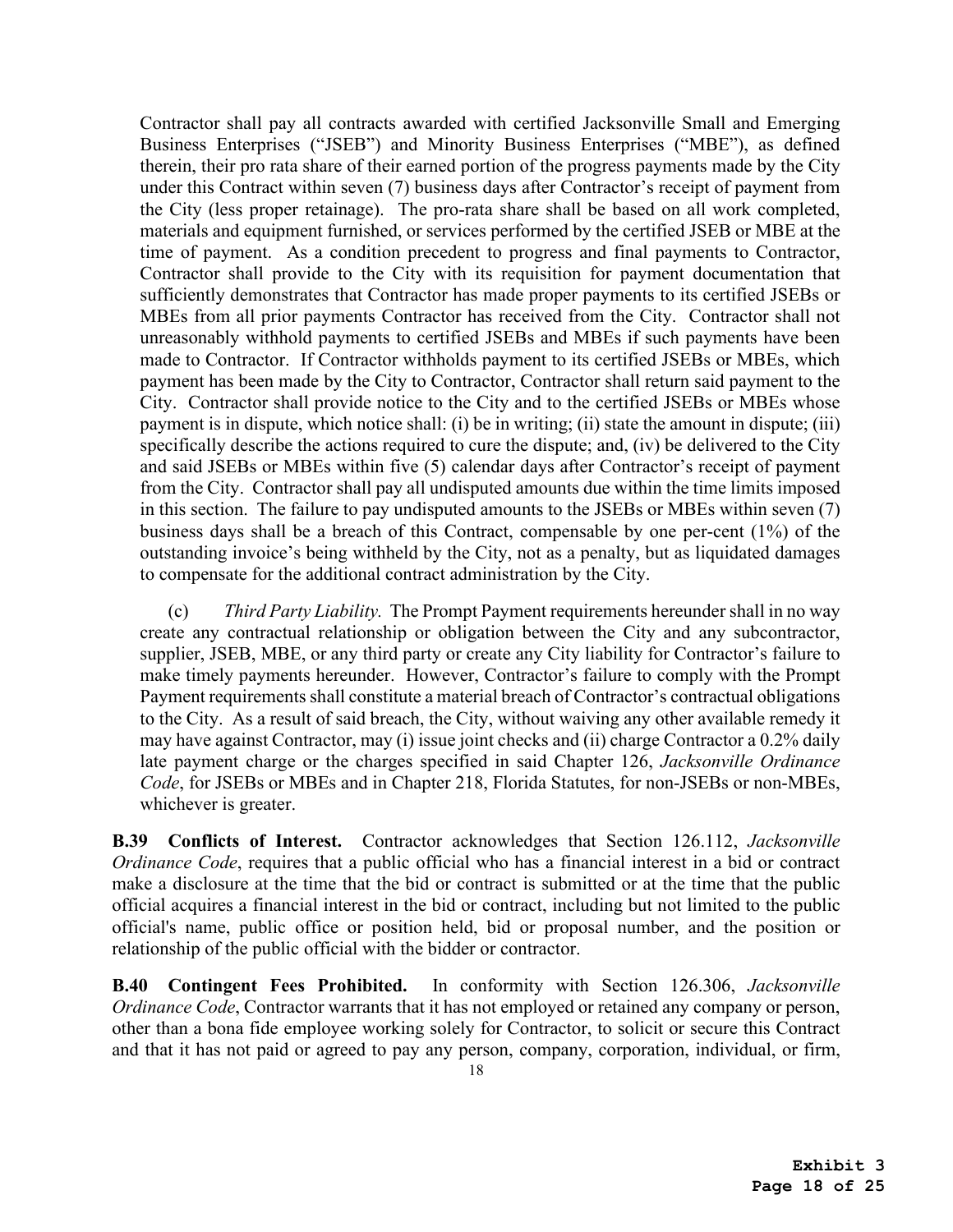Contractor shall pay all contracts awarded with certified Jacksonville Small and Emerging Business Enterprises ("JSEB") and Minority Business Enterprises ("MBE"), as defined therein, their pro rata share of their earned portion of the progress payments made by the City under this Contract within seven (7) business days after Contractor's receipt of payment from the City (less proper retainage). The pro-rata share shall be based on all work completed, materials and equipment furnished, or services performed by the certified JSEB or MBE at the time of payment. As a condition precedent to progress and final payments to Contractor, Contractor shall provide to the City with its requisition for payment documentation that sufficiently demonstrates that Contractor has made proper payments to its certified JSEBs or MBEs from all prior payments Contractor has received from the City. Contractor shall not unreasonably withhold payments to certified JSEBs and MBEs if such payments have been made to Contractor. If Contractor withholds payment to its certified JSEBs or MBEs, which payment has been made by the City to Contractor, Contractor shall return said payment to the City. Contractor shall provide notice to the City and to the certified JSEBs or MBEs whose payment is in dispute, which notice shall: (i) be in writing; (ii) state the amount in dispute; (iii) specifically describe the actions required to cure the dispute; and, (iv) be delivered to the City and said JSEBs or MBEs within five (5) calendar days after Contractor's receipt of payment from the City. Contractor shall pay all undisputed amounts due within the time limits imposed in this section. The failure to pay undisputed amounts to the JSEBs or MBEs within seven (7) business days shall be a breach of this Contract, compensable by one per-cent (1%) of the outstanding invoice's being withheld by the City, not as a penalty, but as liquidated damages to compensate for the additional contract administration by the City.

(c) *Third Party Liability.* The Prompt Payment requirements hereunder shall in no way create any contractual relationship or obligation between the City and any subcontractor, supplier, JSEB, MBE, or any third party or create any City liability for Contractor's failure to make timely payments hereunder. However, Contractor's failure to comply with the Prompt Payment requirements shall constitute a material breach of Contractor's contractual obligations to the City. As a result of said breach, the City, without waiving any other available remedy it may have against Contractor, may (i) issue joint checks and (ii) charge Contractor a 0.2% daily late payment charge or the charges specified in said Chapter 126, *Jacksonville Ordinance Code*, for JSEBs or MBEs and in Chapter 218, Florida Statutes, for non-JSEBs or non-MBEs, whichever is greater.

**B.39 Conflicts of Interest.** Contractor acknowledges that Section 126.112, *Jacksonville Ordinance Code*, requires that a public official who has a financial interest in a bid or contract make a disclosure at the time that the bid or contract is submitted or at the time that the public official acquires a financial interest in the bid or contract, including but not limited to the public official's name, public office or position held, bid or proposal number, and the position or relationship of the public official with the bidder or contractor.

**B.40 Contingent Fees Prohibited.** In conformity with Section 126.306, *Jacksonville Ordinance Code*, Contractor warrants that it has not employed or retained any company or person, other than a bona fide employee working solely for Contractor, to solicit or secure this Contract and that it has not paid or agreed to pay any person, company, corporation, individual, or firm,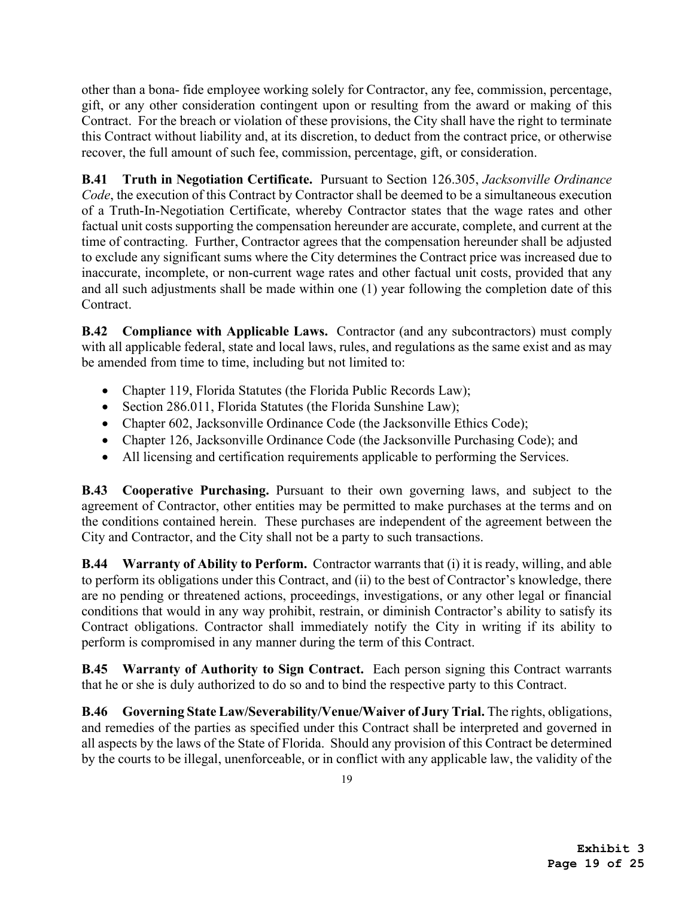other than a bona- fide employee working solely for Contractor, any fee, commission, percentage, gift, or any other consideration contingent upon or resulting from the award or making of this Contract. For the breach or violation of these provisions, the City shall have the right to terminate this Contract without liability and, at its discretion, to deduct from the contract price, or otherwise recover, the full amount of such fee, commission, percentage, gift, or consideration.

**B.41 Truth in Negotiation Certificate.** Pursuant to Section 126.305, *Jacksonville Ordinance Code*, the execution of this Contract by Contractor shall be deemed to be a simultaneous execution of a Truth-In-Negotiation Certificate, whereby Contractor states that the wage rates and other factual unit costs supporting the compensation hereunder are accurate, complete, and current at the time of contracting. Further, Contractor agrees that the compensation hereunder shall be adjusted to exclude any significant sums where the City determines the Contract price was increased due to inaccurate, incomplete, or non-current wage rates and other factual unit costs, provided that any and all such adjustments shall be made within one (1) year following the completion date of this Contract.

**B.42 Compliance with Applicable Laws.** Contractor (and any subcontractors) must comply with all applicable federal, state and local laws, rules, and regulations as the same exist and as may be amended from time to time, including but not limited to:

- Chapter 119, Florida Statutes (the Florida Public Records Law);
- Section 286.011, Florida Statutes (the Florida Sunshine Law);
- Chapter 602, Jacksonville Ordinance Code (the Jacksonville Ethics Code);
- Chapter 126, Jacksonville Ordinance Code (the Jacksonville Purchasing Code); and
- All licensing and certification requirements applicable to performing the Services.

**B.43 Cooperative Purchasing.** Pursuant to their own governing laws, and subject to the agreement of Contractor, other entities may be permitted to make purchases at the terms and on the conditions contained herein. These purchases are independent of the agreement between the City and Contractor, and the City shall not be a party to such transactions.

**B.44 Warranty of Ability to Perform.** Contractor warrants that (i) it is ready, willing, and able to perform its obligations under this Contract, and (ii) to the best of Contractor's knowledge, there are no pending or threatened actions, proceedings, investigations, or any other legal or financial conditions that would in any way prohibit, restrain, or diminish Contractor's ability to satisfy its Contract obligations. Contractor shall immediately notify the City in writing if its ability to perform is compromised in any manner during the term of this Contract.

**B.45 Warranty of Authority to Sign Contract.** Each person signing this Contract warrants that he or she is duly authorized to do so and to bind the respective party to this Contract.

**B.46 Governing State Law/Severability/Venue/Waiver of Jury Trial.** The rights, obligations, and remedies of the parties as specified under this Contract shall be interpreted and governed in all aspects by the laws of the State of Florida. Should any provision of this Contract be determined by the courts to be illegal, unenforceable, or in conflict with any applicable law, the validity of the

**Exhibit 3**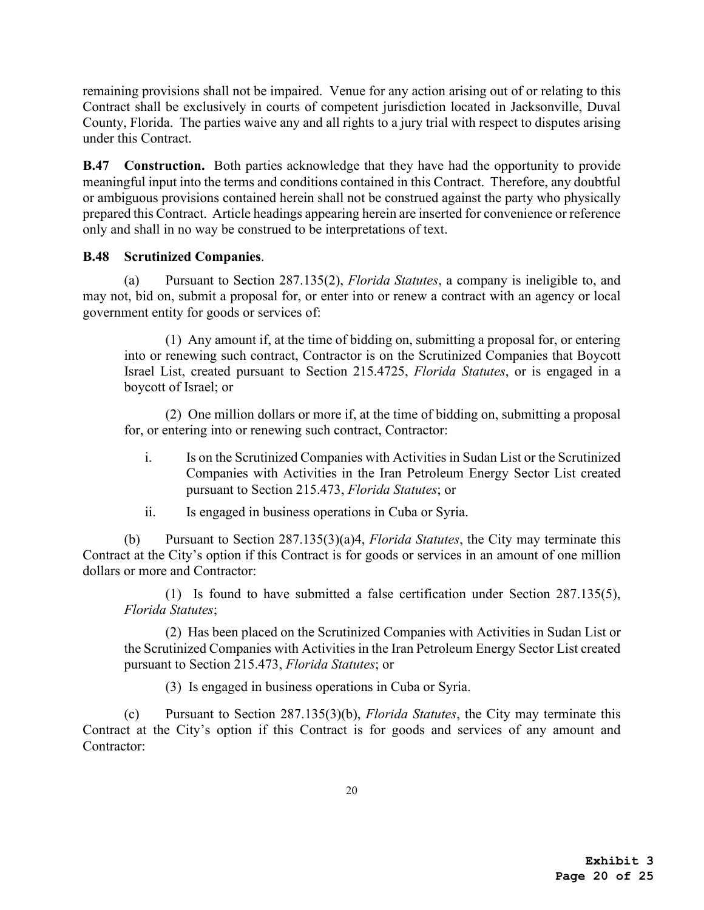remaining provisions shall not be impaired. Venue for any action arising out of or relating to this Contract shall be exclusively in courts of competent jurisdiction located in Jacksonville, Duval County, Florida. The parties waive any and all rights to a jury trial with respect to disputes arising under this Contract.

**B.47 Construction.** Both parties acknowledge that they have had the opportunity to provide meaningful input into the terms and conditions contained in this Contract. Therefore, any doubtful or ambiguous provisions contained herein shall not be construed against the party who physically prepared this Contract. Article headings appearing herein are inserted for convenience or reference only and shall in no way be construed to be interpretations of text.

**B.48 Scrutinized Companies**.

(a) Pursuant to Section 287.135(2), *Florida Statutes*, a company is ineligible to, and may not, bid on, submit a proposal for, or enter into or renew a contract with an agency or local government entity for goods or services of:

(1) Any amount if, at the time of bidding on, submitting a proposal for, or entering into or renewing such contract, Contractor is on the Scrutinized Companies that Boycott Israel List, created pursuant to Section 215.4725, *Florida Statutes*, or is engaged in a boycott of Israel; or

(2) One million dollars or more if, at the time of bidding on, submitting a proposal for, or entering into or renewing such contract, Contractor:

i. Is on the Scrutinized Companies with Activities in Sudan List or the Scrutinized Companies with Activities in the Iran Petroleum Energy Sector List created pursuant to Section 215.473, *Florida Statutes*; or

ii. Is engaged in business operations in Cuba or Syria.

(b) Pursuant to Section 287.135(3)(a)4, *Florida Statutes*, the City may terminate this Contract at the City's option if this Contract is for goods or services in an amount of one million dollars or more and Contractor:

(1) Is found to have submitted a false certification under Section 287.135(5), *Florida Statutes*;

(2) Has been placed on the Scrutinized Companies with Activities in Sudan List or the Scrutinized Companies with Activities in the Iran Petroleum Energy Sector List created pursuant to Section 215.473, *Florida Statutes*; or

(3) Is engaged in business operations in Cuba or Syria.

(c) Pursuant to Section 287.135(3)(b), *Florida Statutes*, the City may terminate this Contract at the City's option if this Contract is for goods and services of any amount and Contractor: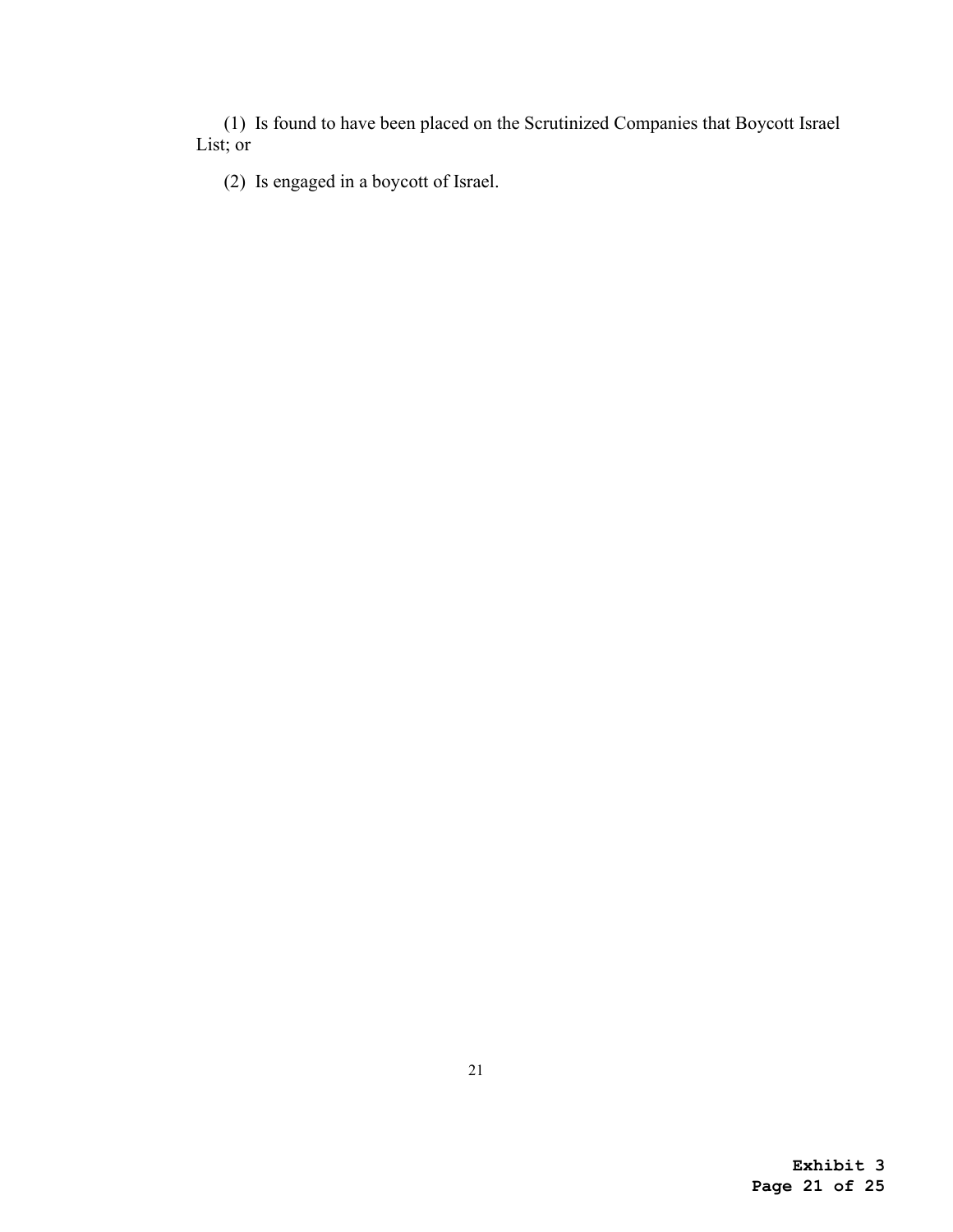(1) Is found to have been placed on the Scrutinized Companies that Boycott Israel List; or

(2) Is engaged in a boycott of Israel.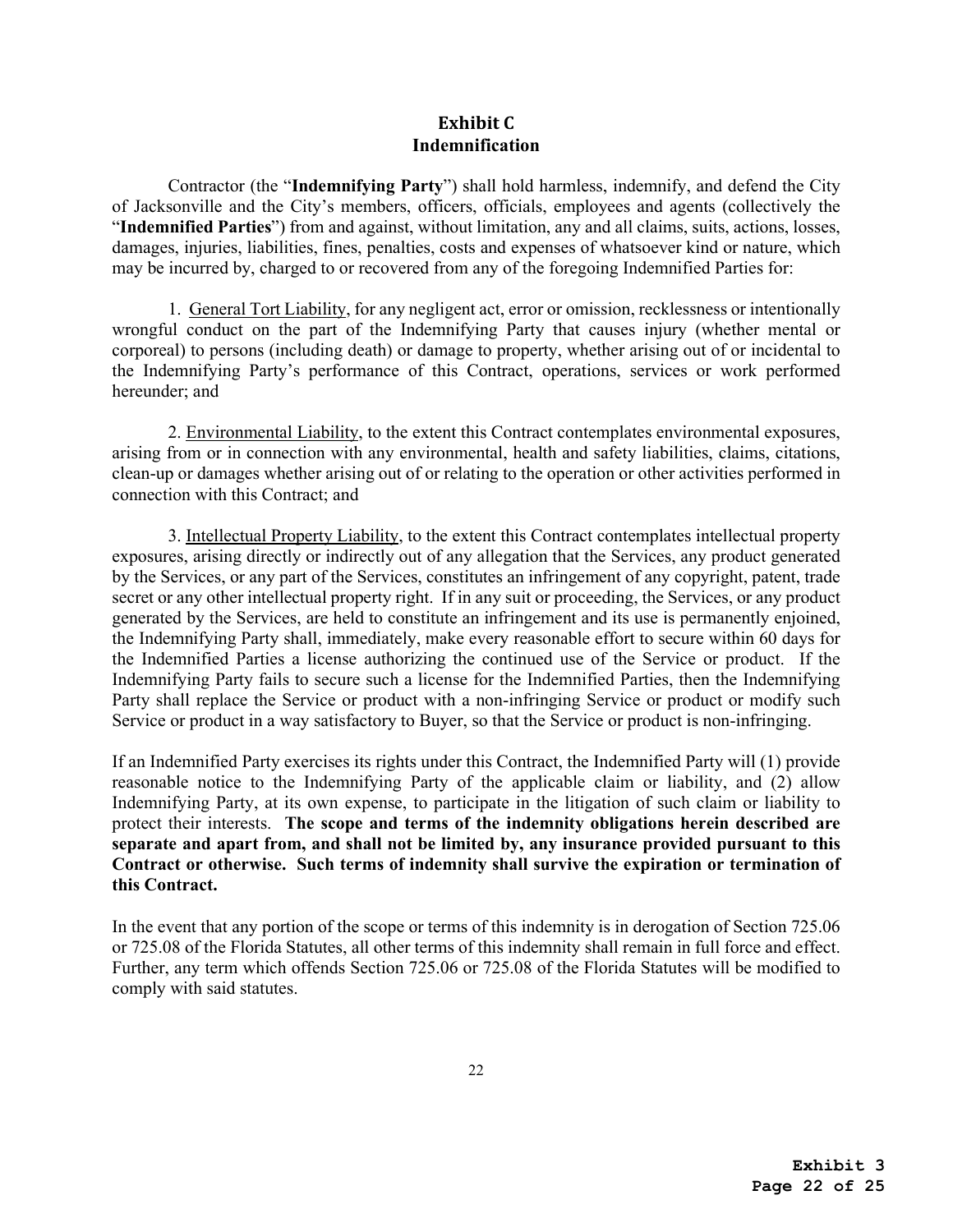# Exhibit C
## Indemnification

Contractor (the "**Indemnifying Party**") shall hold harmless, indemnify, and defend the City of Jacksonville and the City's members, officers, officials, employees and agents (collectively the "**Indemnified Parties**") from and against, without limitation, any and all claims, suits, actions, losses, damages, injuries, liabilities, fines, penalties, costs and expenses of whatsoever kind or nature, which may be incurred by, charged to or recovered from any of the foregoing Indemnified Parties for:

1. General Tort Liability, for any negligent act, error or omission, recklessness or intentionally wrongful conduct on the part of the Indemnifying Party that causes injury (whether mental or corporeal) to persons (including death) or damage to property, whether arising out of or incidental to the Indemnifying Party's performance of this Contract, operations, services or work performed hereunder; and

2. Environmental Liability, to the extent this Contract contemplates environmental exposures, arising from or in connection with any environmental, health and safety liabilities, claims, citations, clean-up or damages whether arising out of or relating to the operation or other activities performed in connection with this Contract; and

3. Intellectual Property Liability, to the extent this Contract contemplates intellectual property exposures, arising directly or indirectly out of any allegation that the Services, any product generated by the Services, or any part of the Services, constitutes an infringement of any copyright, patent, trade secret or any other intellectual property right. If in any suit or proceeding, the Services, or any product generated by the Services, are held to constitute an infringement and its use is permanently enjoined, the Indemnifying Party shall, immediately, make every reasonable effort to secure within 60 days for the Indemnified Parties a license authorizing the continued use of the Service or product. If the Indemnifying Party fails to secure such a license for the Indemnified Parties, then the Indemnifying Party shall replace the Service or product with a non-infringing Service or product or modify such Service or product in a way satisfactory to Buyer, so that the Service or product is non-infringing.

If an Indemnified Party exercises its rights under this Contract, the Indemnified Party will (1) provide reasonable notice to the Indemnifying Party of the applicable claim or liability, and (2) allow Indemnifying Party, at its own expense, to participate in the litigation of such claim or liability to protect their interests. **The scope and terms of the indemnity obligations herein described are separate and apart from, and shall not be limited by, any insurance provided pursuant to this Contract or otherwise. Such terms of indemnity shall survive the expiration or termination of this Contract.**

In the event that any portion of the scope or terms of this indemnity is in derogation of Section 725.06 or 725.08 of the Florida Statutes, all other terms of this indemnity shall remain in full force and effect. Further, any term which offends Section 725.06 or 725.08 of the Florida Statutes will be modified to comply with said statutes.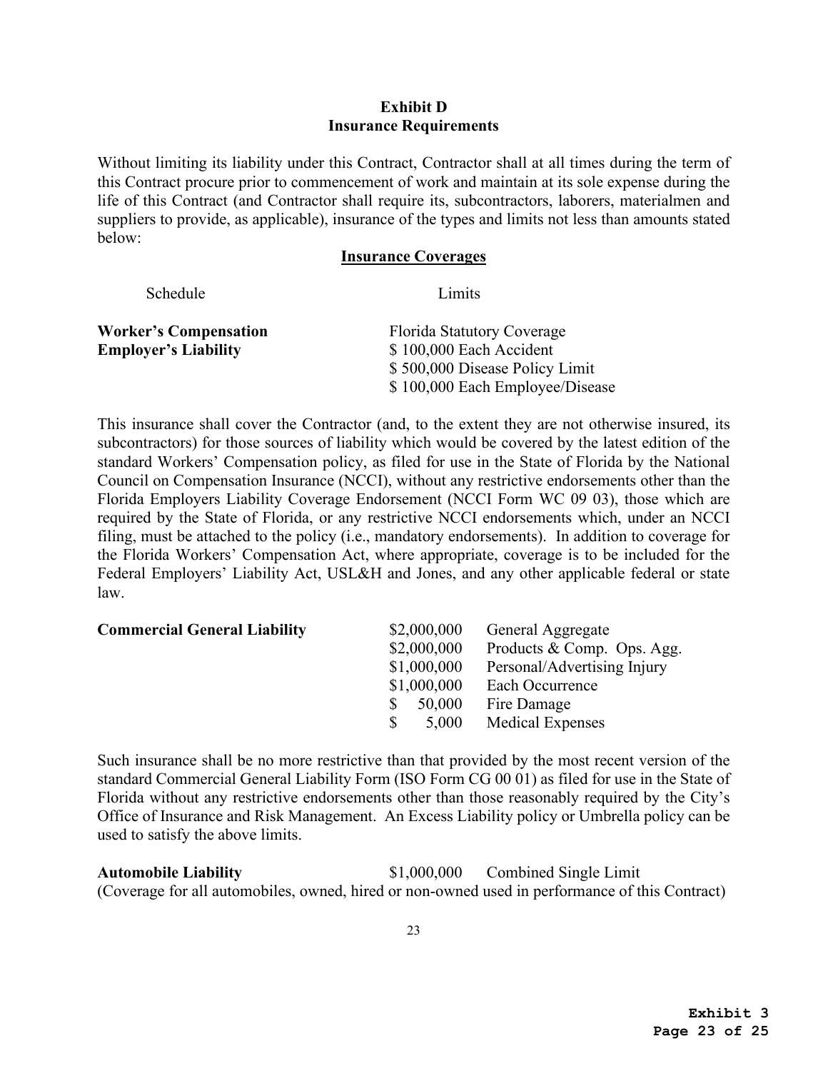# Exhibit D
## Insurance Requirements

Without limiting its liability under this Contract, Contractor shall at all times during the term of this Contract procure prior to commencement of work and maintain at its sole expense during the life of this Contract (and Contractor shall require its, subcontractors, laborers, materialmen and suppliers to provide, as applicable), insurance of the types and limits not less than amounts stated below:

**<u>Insurance Coverages</u>**

| Schedule | Limits |
|---|---|
| **Worker's Compensation** | Florida Statutory Coverage |
| **Employer's Liability** | $ 100,000 Each Accident |
| | $ 500,000 Disease Policy Limit |
| | $ 100,000 Each Employee/Disease |

This insurance shall cover the Contractor (and, to the extent they are not otherwise insured, its subcontractors) for those sources of liability which would be covered by the latest edition of the standard Workers' Compensation policy, as filed for use in the State of Florida by the National Council on Compensation Insurance (NCCI), without any restrictive endorsements other than the Florida Employers Liability Coverage Endorsement (NCCI Form WC 09 03), those which are required by the State of Florida, or any restrictive NCCI endorsements which, under an NCCI filing, must be attached to the policy (i.e., mandatory endorsements). In addition to coverage for the Florida Workers' Compensation Act, where appropriate, coverage is to be included for the Federal Employers' Liability Act, USL&H and Jones, and any other applicable federal or state law.

| | | |
|---|---|---|
| **Commercial General Liability** | $2,000,000 | General Aggregate |
| | $2,000,000 | Products & Comp. Ops. Agg. |
| | $1,000,000 | Personal/Advertising Injury |
| | $1,000,000 | Each Occurrence |
| | $ 50,000 | Fire Damage |
| | $ 5,000 | Medical Expenses |

Such insurance shall be no more restrictive than that provided by the most recent version of the standard Commercial General Liability Form (ISO Form CG 00 01) as filed for use in the State of Florida without any restrictive endorsements other than those reasonably required by the City's Office of Insurance and Risk Management. An Excess Liability policy or Umbrella policy can be used to satisfy the above limits.

**Automobile Liability** $1,000,000 Combined Single Limit
(Coverage for all automobiles, owned, hired or non-owned used in performance of this Contract)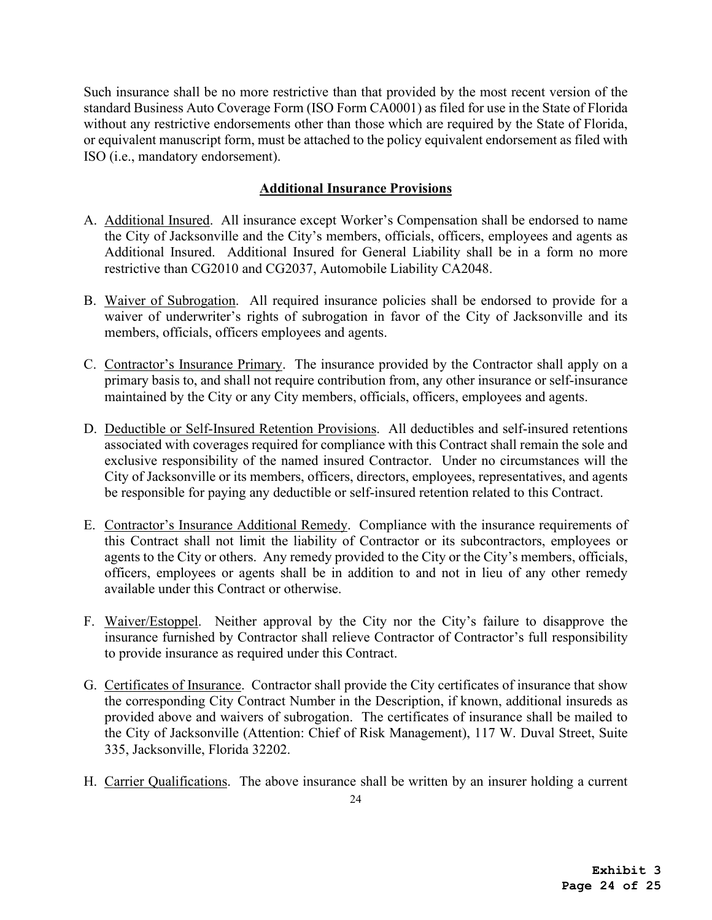Such insurance shall be no more restrictive than that provided by the most recent version of the standard Business Auto Coverage Form (ISO Form CA0001) as filed for use in the State of Florida without any restrictive endorsements other than those which are required by the State of Florida, or equivalent manuscript form, must be attached to the policy equivalent endorsement as filed with ISO (i.e., mandatory endorsement).

## Additional Insurance Provisions

A. Additional Insured. All insurance except Worker's Compensation shall be endorsed to name the City of Jacksonville and the City's members, officials, officers, employees and agents as Additional Insured. Additional Insured for General Liability shall be in a form no more restrictive than CG2010 and CG2037, Automobile Liability CA2048.

B. Waiver of Subrogation. All required insurance policies shall be endorsed to provide for a waiver of underwriter's rights of subrogation in favor of the City of Jacksonville and its members, officials, officers employees and agents.

C. Contractor's Insurance Primary. The insurance provided by the Contractor shall apply on a primary basis to, and shall not require contribution from, any other insurance or self-insurance maintained by the City or any City members, officials, officers, employees and agents.

D. Deductible or Self-Insured Retention Provisions. All deductibles and self-insured retentions associated with coverages required for compliance with this Contract shall remain the sole and exclusive responsibility of the named insured Contractor. Under no circumstances will the City of Jacksonville or its members, officers, directors, employees, representatives, and agents be responsible for paying any deductible or self-insured retention related to this Contract.

E. Contractor's Insurance Additional Remedy. Compliance with the insurance requirements of this Contract shall not limit the liability of Contractor or its subcontractors, employees or agents to the City or others. Any remedy provided to the City or the City's members, officials, officers, employees or agents shall be in addition to and not in lieu of any other remedy available under this Contract or otherwise.

F. Waiver/Estoppel. Neither approval by the City nor the City's failure to disapprove the insurance furnished by Contractor shall relieve Contractor of Contractor's full responsibility to provide insurance as required under this Contract.

G. Certificates of Insurance. Contractor shall provide the City certificates of insurance that show the corresponding City Contract Number in the Description, if known, additional insureds as provided above and waivers of subrogation. The certificates of insurance shall be mailed to the City of Jacksonville (Attention: Chief of Risk Management), 117 W. Duval Street, Suite 335, Jacksonville, Florida 32202.

H. Carrier Qualifications. The above insurance shall be written by an insurer holding a current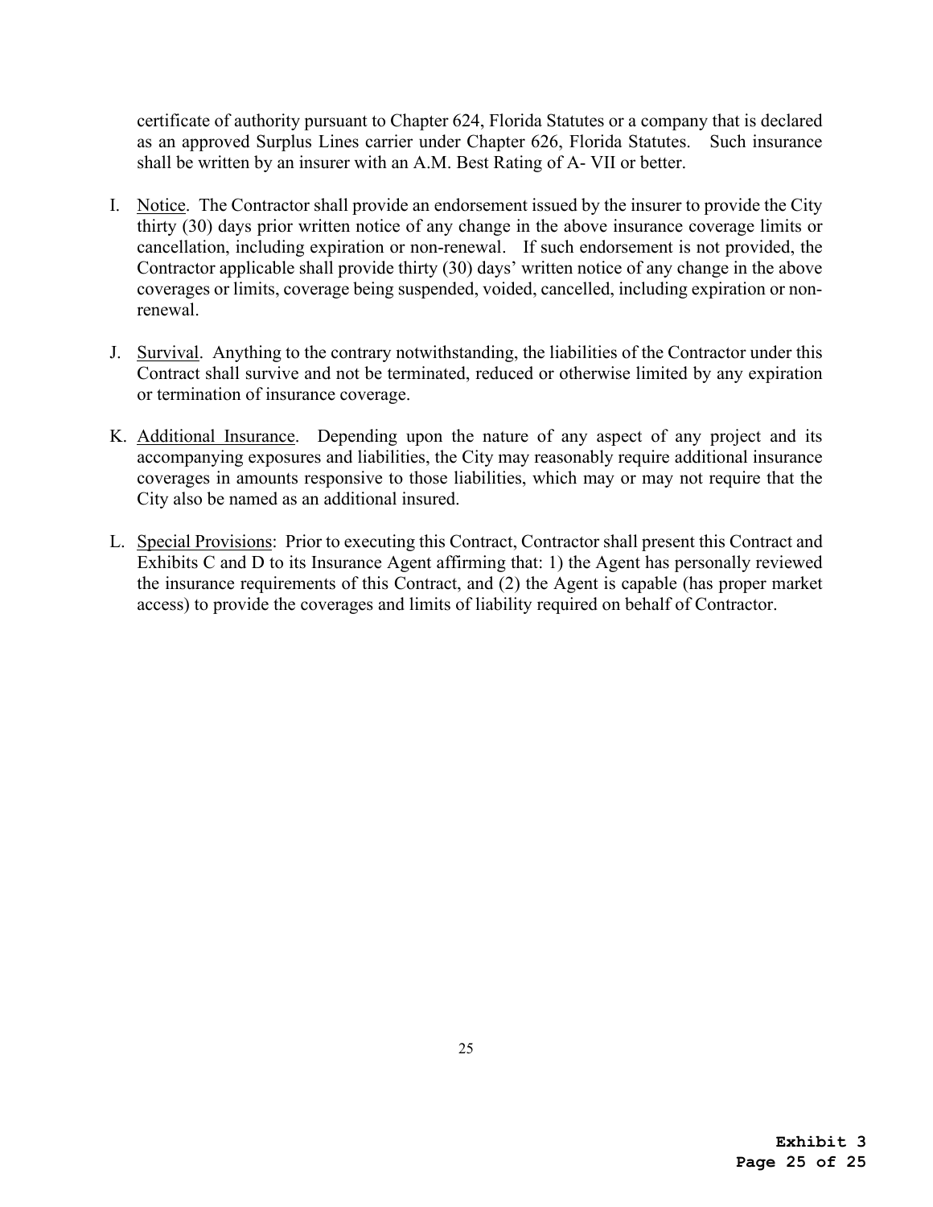certificate of authority pursuant to Chapter 624, Florida Statutes or a company that is declared as an approved Surplus Lines carrier under Chapter 626, Florida Statutes. Such insurance shall be written by an insurer with an A.M. Best Rating of A- VII or better.

I. Notice. The Contractor shall provide an endorsement issued by the insurer to provide the City thirty (30) days prior written notice of any change in the above insurance coverage limits or cancellation, including expiration or non-renewal. If such endorsement is not provided, the Contractor applicable shall provide thirty (30) days' written notice of any change in the above coverages or limits, coverage being suspended, voided, cancelled, including expiration or non-renewal.

J. Survival. Anything to the contrary notwithstanding, the liabilities of the Contractor under this Contract shall survive and not be terminated, reduced or otherwise limited by any expiration or termination of insurance coverage.

K. Additional Insurance. Depending upon the nature of any aspect of any project and its accompanying exposures and liabilities, the City may reasonably require additional insurance coverages in amounts responsive to those liabilities, which may or may not require that the City also be named as an additional insured.

L. Special Provisions: Prior to executing this Contract, Contractor shall present this Contract and Exhibits C and D to its Insurance Agent affirming that: 1) the Agent has personally reviewed the insurance requirements of this Contract, and (2) the Agent is capable (has proper market access) to provide the coverages and limits of liability required on behalf of Contractor.